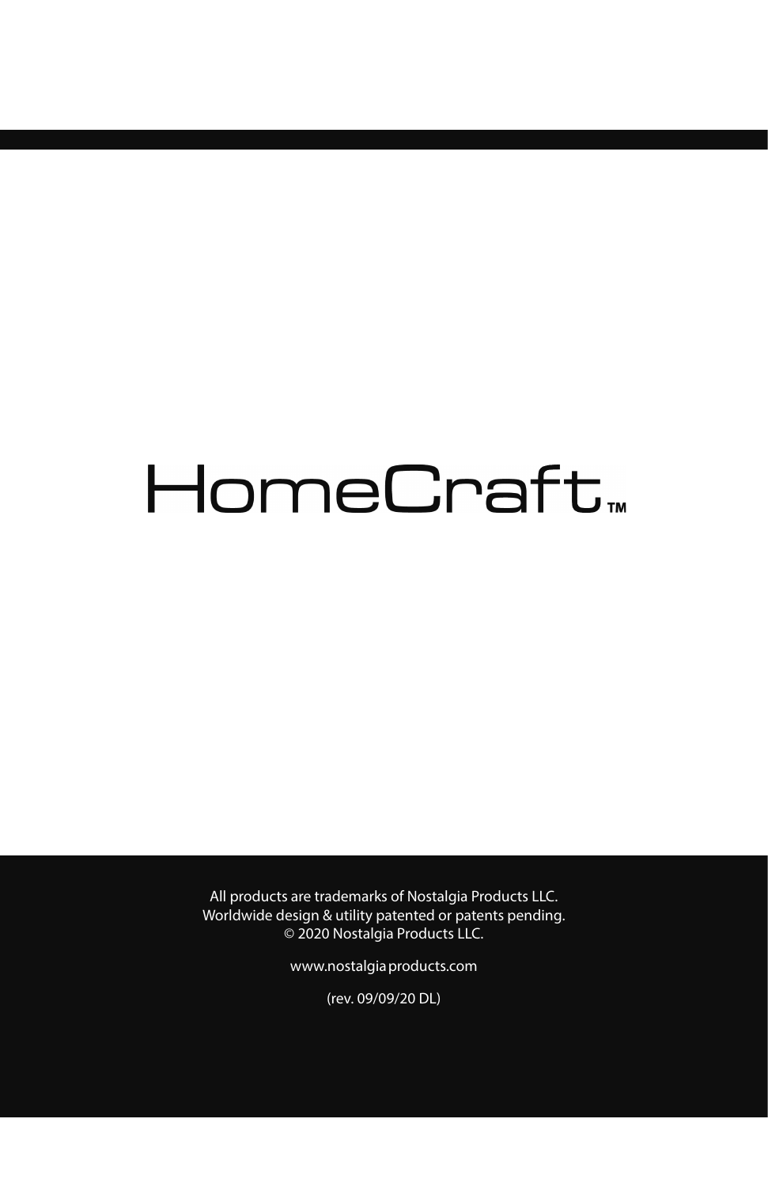# HomeCraft™

All products are trademarks of Nostalgia Products LLC.
Worldwide design & utility patented or patents pending.
© 2020 Nostalgia Products LLC.

www.nostalgiaproducts.com

(rev. 09/09/20 DL)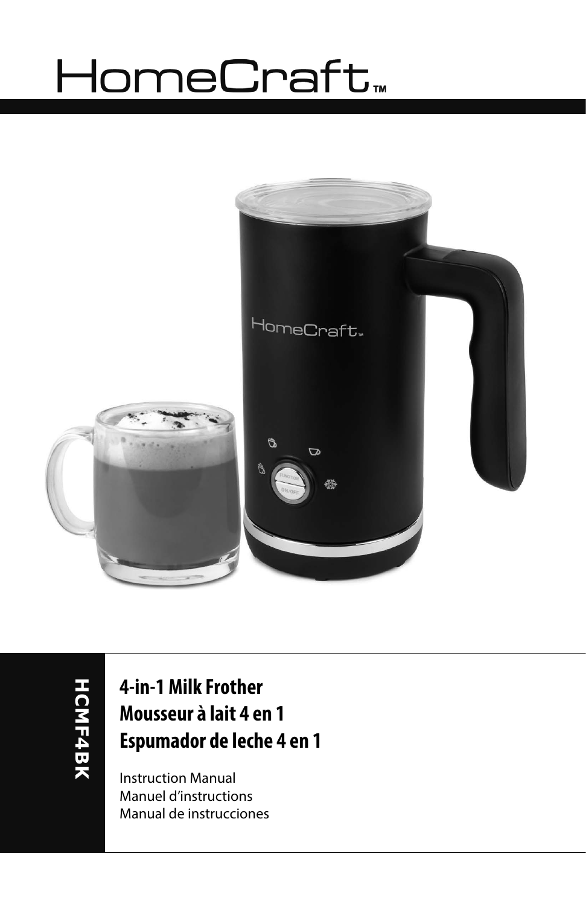# HomeCraft™

**HCMF4BK**

## 4-in-1 Milk Frother
## Mousseur à lait 4 en 1
## Espumador de leche 4 en 1

Instruction Manual
Manuel d'instructions
Manual de instrucciones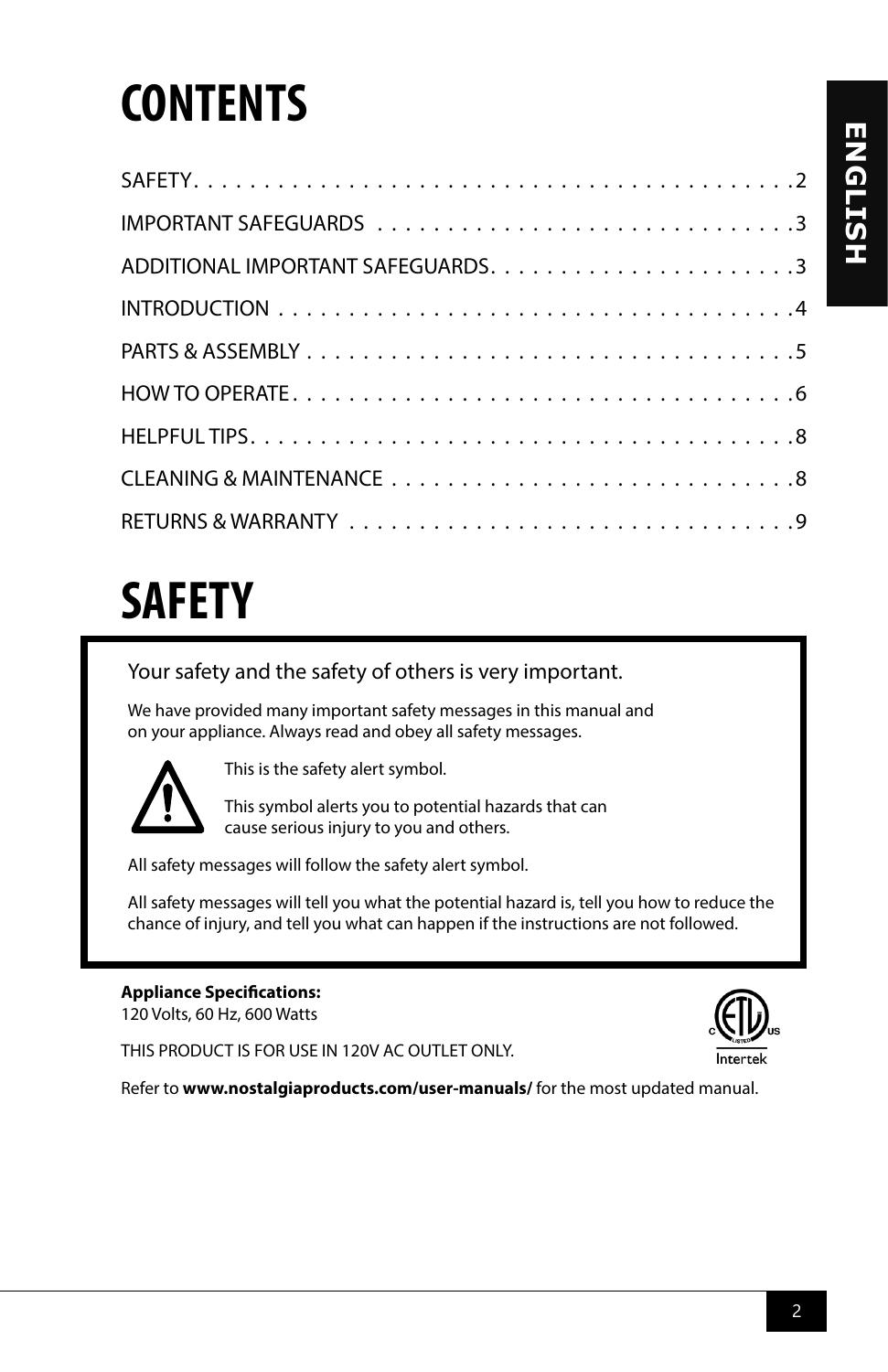# CONTENTS

SAFETY. . . . . . . . . . . . . . . . . . . . . . . . . . . . . . . . . . . . . . . . . . 2

IMPORTANT SAFEGUARDS . . . . . . . . . . . . . . . . . . . . . . . . . . . . . . 3

ADDITIONAL IMPORTANT SAFEGUARDS. . . . . . . . . . . . . . . . . . . . . . 3

INTRODUCTION . . . . . . . . . . . . . . . . . . . . . . . . . . . . . . . . . . . . 4

PARTS & ASSEMBLY . . . . . . . . . . . . . . . . . . . . . . . . . . . . . . . . . . 5

HOW TO OPERATE . . . . . . . . . . . . . . . . . . . . . . . . . . . . . . . . . . . 6

HELPFUL TIPS. . . . . . . . . . . . . . . . . . . . . . . . . . . . . . . . . . . . . . 8

CLEANING & MAINTENANCE . . . . . . . . . . . . . . . . . . . . . . . . . . . . . 8

RETURNS & WARRANTY . . . . . . . . . . . . . . . . . . . . . . . . . . . . . . . . 9

ENGLISH

# SAFETY

Your safety and the safety of others is very important.

We have provided many important safety messages in this manual and on your appliance. Always read and obey all safety messages.

This is the safety alert symbol.

This symbol alerts you to potential hazards that can cause serious injury to you and others.

All safety messages will follow the safety alert symbol.

All safety messages will tell you what the potential hazard is, tell you how to reduce the chance of injury, and tell you what can happen if the instructions are not followed.

**Appliance Specifications:**
120 Volts, 60 Hz, 600 Watts

THIS PRODUCT IS FOR USE IN 120V AC OUTLET ONLY.

Refer to **www.nostalgiaproducts.com/user-manuals/** for the most updated manual.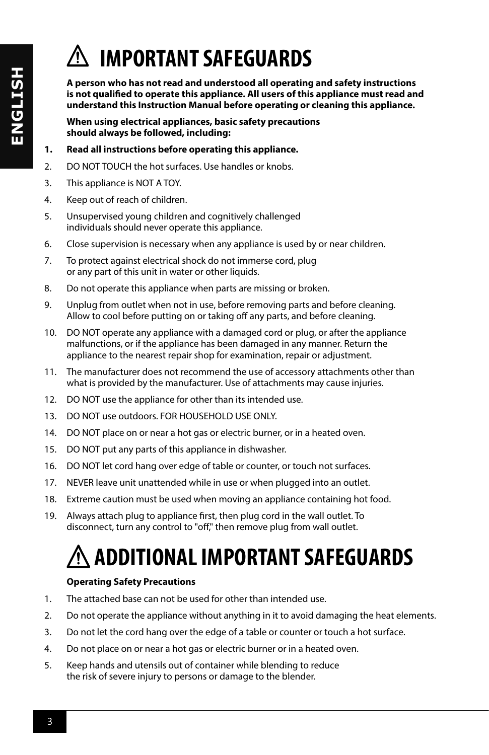# ⚠ IMPORTANT SAFEGUARDS

**A person who has not read and understood all operating and safety instructions is not qualified to operate this appliance. All users of this appliance must read and understand this Instruction Manual before operating or cleaning this appliance.**

**When using electrical appliances, basic safety precautions should always be followed, including:**

1. **Read all instructions before operating this appliance.**
2. DO NOT TOUCH the hot surfaces. Use handles or knobs.
3. This appliance is NOT A TOY.
4. Keep out of reach of children.
5. Unsupervised young children and cognitively challenged individuals should never operate this appliance.
6. Close supervision is necessary when any appliance is used by or near children.
7. To protect against electrical shock do not immerse cord, plug or any part of this unit in water or other liquids.
8. Do not operate this appliance when parts are missing or broken.
9. Unplug from outlet when not in use, before removing parts and before cleaning. Allow to cool before putting on or taking off any parts, and before cleaning.
10. DO NOT operate any appliance with a damaged cord or plug, or after the appliance malfunctions, or if the appliance has been damaged in any manner. Return the appliance to the nearest repair shop for examination, repair or adjustment.
11. The manufacturer does not recommend the use of accessory attachments other than what is provided by the manufacturer. Use of attachments may cause injuries.
12. DO NOT use the appliance for other than its intended use.
13. DO NOT use outdoors. FOR HOUSEHOLD USE ONLY.
14. DO NOT place on or near a hot gas or electric burner, or in a heated oven.
15. DO NOT put any parts of this appliance in dishwasher.
16. DO NOT let cord hang over edge of table or counter, or touch not surfaces.
17. NEVER leave unit unattended while in use or when plugged into an outlet.
18. Extreme caution must be used when moving an appliance containing hot food.
19. Always attach plug to appliance first, then plug cord in the wall outlet. To disconnect, turn any control to "off," then remove plug from wall outlet.

# ⚠ ADDITIONAL IMPORTANT SAFEGUARDS

**Operating Safety Precautions**

1. The attached base can not be used for other than intended use.
2. Do not operate the appliance without anything in it to avoid damaging the heat elements.
3. Do not let the cord hang over the edge of a table or counter or touch a hot surface.
4. Do not place on or near a hot gas or electric burner or in a heated oven.
5. Keep hands and utensils out of container while blending to reduce the risk of severe injury to persons or damage to the blender.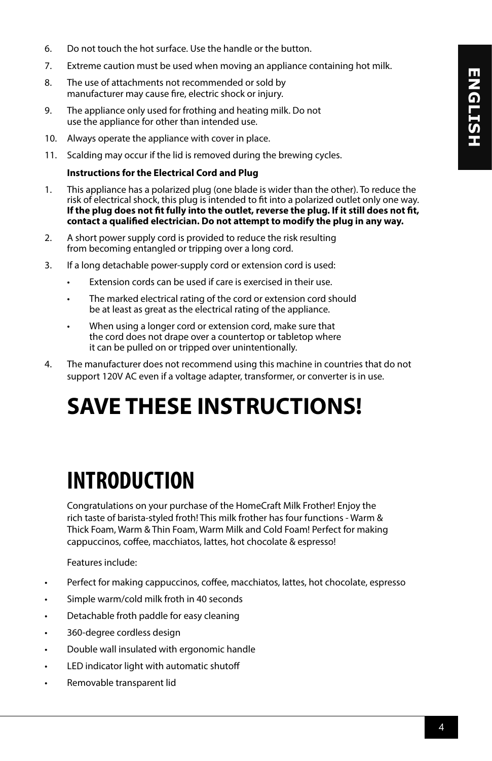6. Do not touch the hot surface. Use the handle or the button.
7. Extreme caution must be used when moving an appliance containing hot milk.
8. The use of attachments not recommended or sold by manufacturer may cause fire, electric shock or injury.
9. The appliance only used for frothing and heating milk. Do not use the appliance for other than intended use.
10. Always operate the appliance with cover in place.
11. Scalding may occur if the lid is removed during the brewing cycles.

**Instructions for the Electrical Cord and Plug**

1. This appliance has a polarized plug (one blade is wider than the other). To reduce the risk of electrical shock, this plug is intended to fit into a polarized outlet only one way. **If the plug does not fit fully into the outlet, reverse the plug. If it still does not fit, contact a qualified electrician. Do not attempt to modify the plug in any way.**
2. A short power supply cord is provided to reduce the risk resulting from becoming entangled or tripping over a long cord.
3. If a long detachable power-supply cord or extension cord is used:
   - Extension cords can be used if care is exercised in their use.
   - The marked electrical rating of the cord or extension cord should be at least as great as the electrical rating of the appliance.
   - When using a longer cord or extension cord, make sure that the cord does not drape over a countertop or tabletop where it can be pulled on or tripped over unintentionally.
4. The manufacturer does not recommend using this machine in countries that do not support 120V AC even if a voltage adapter, transformer, or converter is in use.

# SAVE THESE INSTRUCTIONS!

# INTRODUCTION

Congratulations on your purchase of the HomeCraft Milk Frother! Enjoy the rich taste of barista-styled froth! This milk frother has four functions - Warm & Thick Foam, Warm & Thin Foam, Warm Milk and Cold Foam! Perfect for making cappuccinos, coffee, macchiatos, lattes, hot chocolate & espresso!

Features include:

- Perfect for making cappuccinos, coffee, macchiatos, lattes, hot chocolate, espresso
- Simple warm/cold milk froth in 40 seconds
- Detachable froth paddle for easy cleaning
- 360-degree cordless design
- Double wall insulated with ergonomic handle
- LED indicator light with automatic shutoff
- Removable transparent lid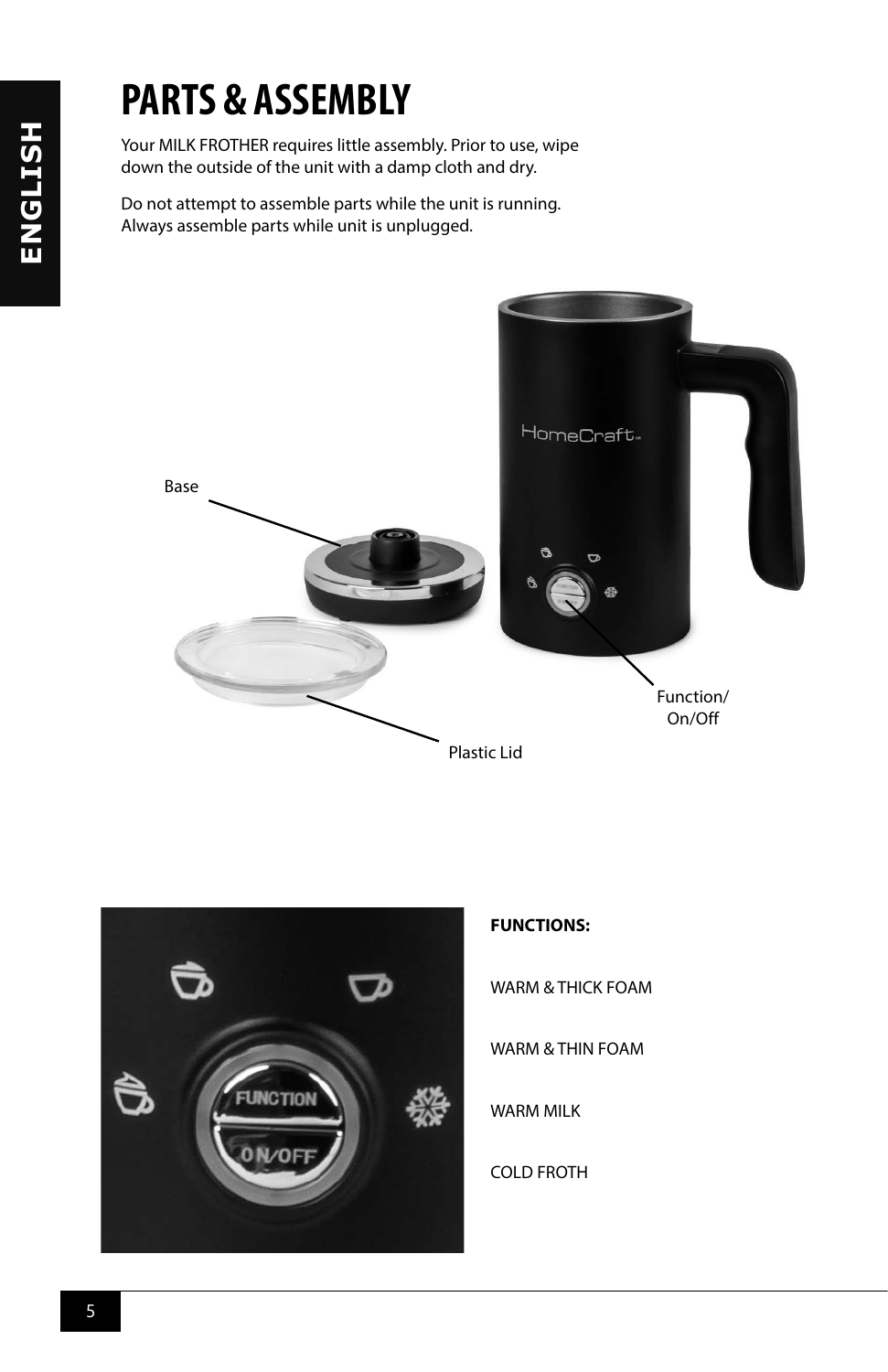# PARTS & ASSEMBLY

Your MILK FROTHER requires little assembly. Prior to use, wipe down the outside of the unit with a damp cloth and dry.

Do not attempt to assemble parts while the unit is running. Always assemble parts while unit is unplugged.

Base

Function/ On/Off

Plastic Lid

**FUNCTIONS:**

WARM & THICK FOAM

WARM & THIN FOAM

WARM MILK

COLD FROTH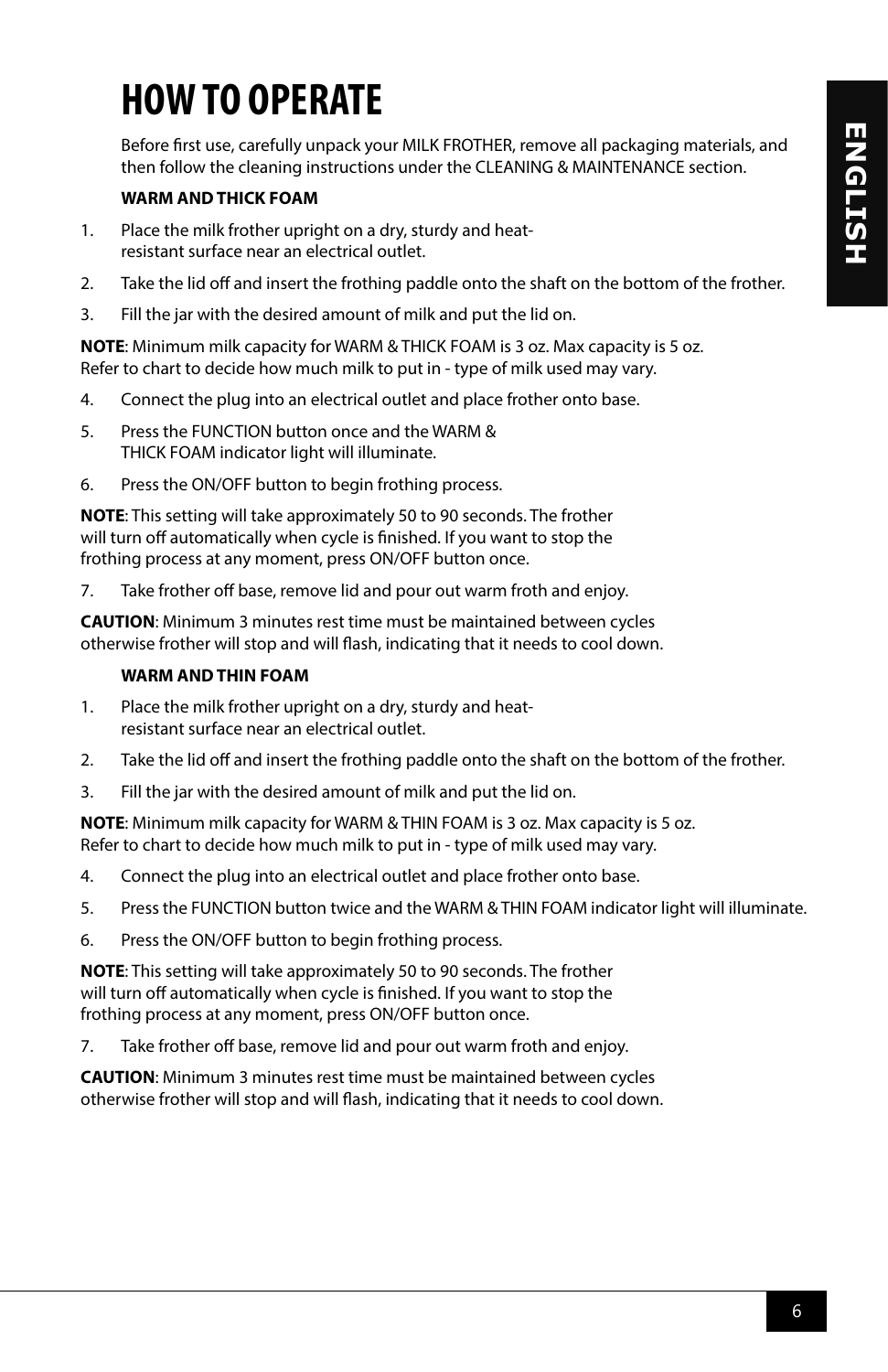# HOW TO OPERATE

Before first use, carefully unpack your MILK FROTHER, remove all packaging materials, and then follow the cleaning instructions under the CLEANING & MAINTENANCE section.

**WARM AND THICK FOAM**

1. Place the milk frother upright on a dry, sturdy and heat-resistant surface near an electrical outlet.
2. Take the lid off and insert the frothing paddle onto the shaft on the bottom of the frother.
3. Fill the jar with the desired amount of milk and put the lid on.

**NOTE**: Minimum milk capacity for WARM & THICK FOAM is 3 oz. Max capacity is 5 oz. Refer to chart to decide how much milk to put in - type of milk used may vary.

4. Connect the plug into an electrical outlet and place frother onto base.
5. Press the FUNCTION button once and the WARM & THICK FOAM indicator light will illuminate.
6. Press the ON/OFF button to begin frothing process.

**NOTE**: This setting will take approximately 50 to 90 seconds. The frother will turn off automatically when cycle is finished. If you want to stop the frothing process at any moment, press ON/OFF button once.

7. Take frother off base, remove lid and pour out warm froth and enjoy.

**CAUTION**: Minimum 3 minutes rest time must be maintained between cycles otherwise frother will stop and will flash, indicating that it needs to cool down.

**WARM AND THIN FOAM**

1. Place the milk frother upright on a dry, sturdy and heat-resistant surface near an electrical outlet.
2. Take the lid off and insert the frothing paddle onto the shaft on the bottom of the frother.
3. Fill the jar with the desired amount of milk and put the lid on.

**NOTE**: Minimum milk capacity for WARM & THIN FOAM is 3 oz. Max capacity is 5 oz. Refer to chart to decide how much milk to put in - type of milk used may vary.

4. Connect the plug into an electrical outlet and place frother onto base.
5. Press the FUNCTION button twice and the WARM & THIN FOAM indicator light will illuminate.
6. Press the ON/OFF button to begin frothing process.

**NOTE**: This setting will take approximately 50 to 90 seconds. The frother will turn off automatically when cycle is finished. If you want to stop the frothing process at any moment, press ON/OFF button once.

7. Take frother off base, remove lid and pour out warm froth and enjoy.

**CAUTION**: Minimum 3 minutes rest time must be maintained between cycles otherwise frother will stop and will flash, indicating that it needs to cool down.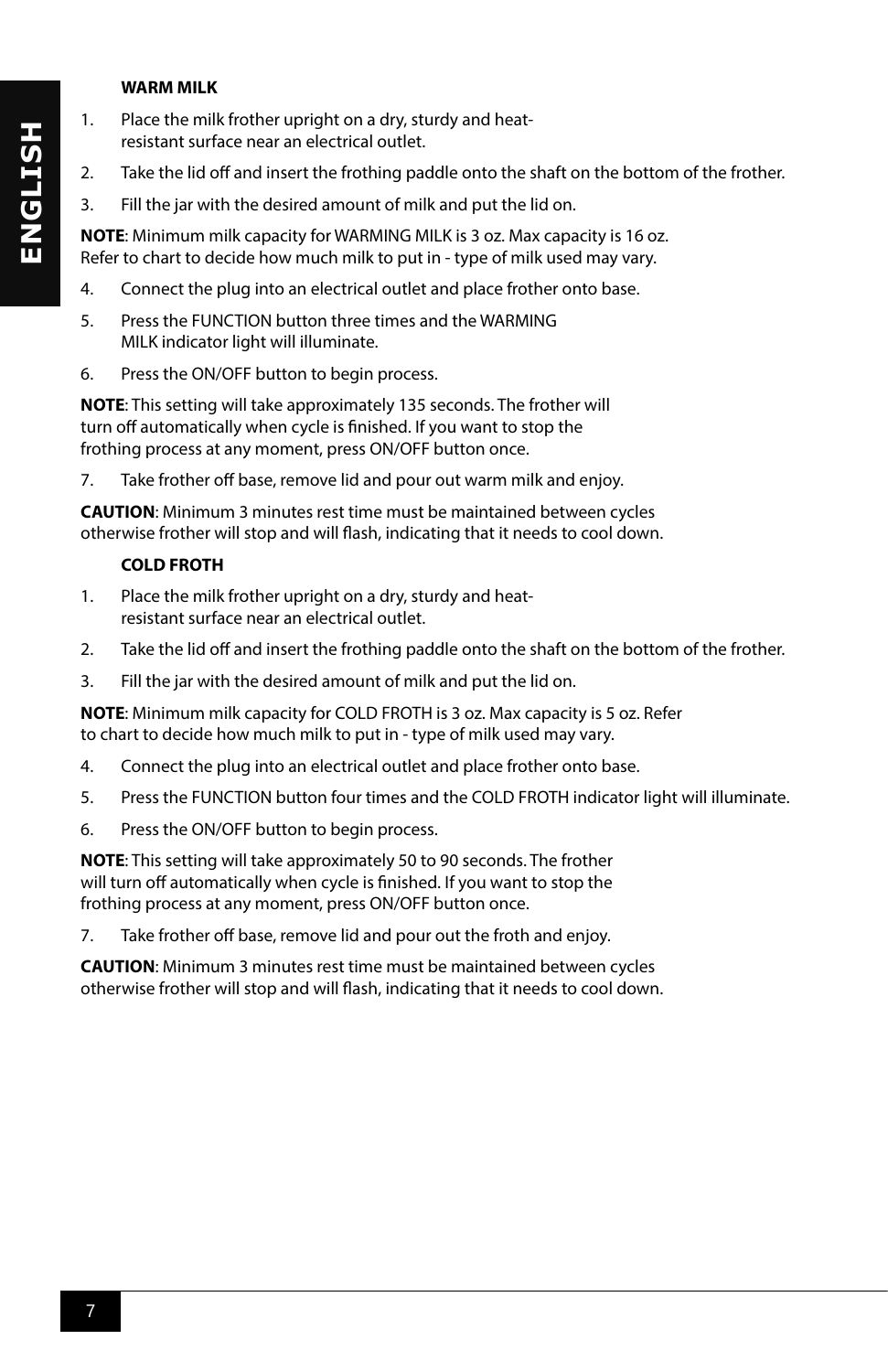### WARM MILK

1. Place the milk frother upright on a dry, sturdy and heat-resistant surface near an electrical outlet.
2. Take the lid off and insert the frothing paddle onto the shaft on the bottom of the frother.
3. Fill the jar with the desired amount of milk and put the lid on.

**NOTE**: Minimum milk capacity for WARMING MILK is 3 oz. Max capacity is 16 oz. Refer to chart to decide how much milk to put in - type of milk used may vary.

4. Connect the plug into an electrical outlet and place frother onto base.
5. Press the FUNCTION button three times and the WARMING MILK indicator light will illuminate.
6. Press the ON/OFF button to begin process.

**NOTE**: This setting will take approximately 135 seconds. The frother will turn off automatically when cycle is finished. If you want to stop the frothing process at any moment, press ON/OFF button once.

7. Take frother off base, remove lid and pour out warm milk and enjoy.

**CAUTION**: Minimum 3 minutes rest time must be maintained between cycles otherwise frother will stop and will flash, indicating that it needs to cool down.

### COLD FROTH

1. Place the milk frother upright on a dry, sturdy and heat-resistant surface near an electrical outlet.
2. Take the lid off and insert the frothing paddle onto the shaft on the bottom of the frother.
3. Fill the jar with the desired amount of milk and put the lid on.

**NOTE**: Minimum milk capacity for COLD FROTH is 3 oz. Max capacity is 5 oz. Refer to chart to decide how much milk to put in - type of milk used may vary.

4. Connect the plug into an electrical outlet and place frother onto base.
5. Press the FUNCTION button four times and the COLD FROTH indicator light will illuminate.
6. Press the ON/OFF button to begin process.

**NOTE**: This setting will take approximately 50 to 90 seconds. The frother will turn off automatically when cycle is finished. If you want to stop the frothing process at any moment, press ON/OFF button once.

7. Take frother off base, remove lid and pour out the froth and enjoy.

**CAUTION**: Minimum 3 minutes rest time must be maintained between cycles otherwise frother will stop and will flash, indicating that it needs to cool down.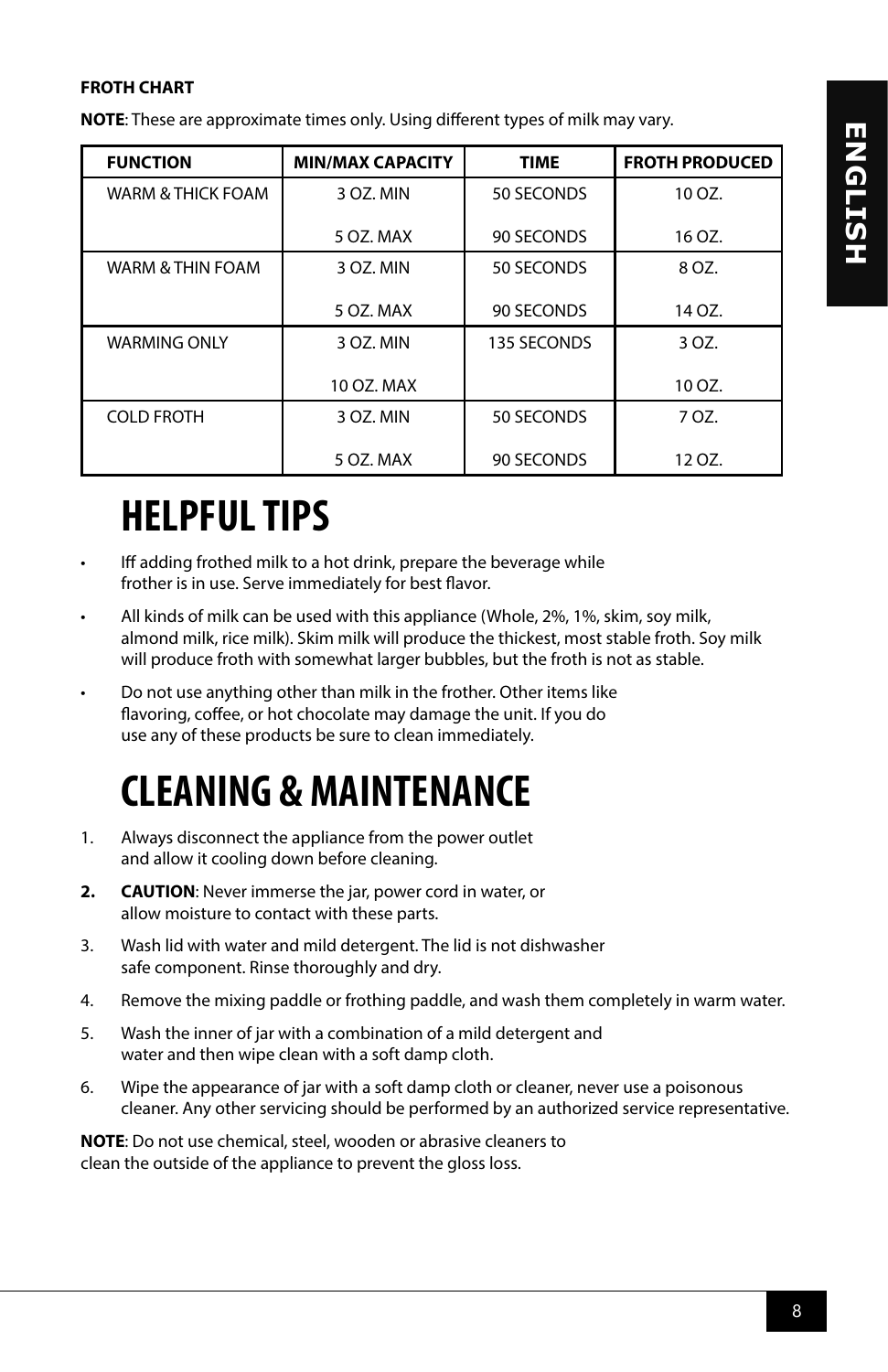**FROTH CHART**

**NOTE**: These are approximate times only. Using different types of milk may vary.

| FUNCTION | MIN/MAX CAPACITY | TIME | FROTH PRODUCED |
|---|---|---|---|
| WARM & THICK FOAM | 3 OZ. MIN<br>5 OZ. MAX | 50 SECONDS<br>90 SECONDS | 10 OZ.<br>16 OZ. |
| WARM & THIN FOAM | 3 OZ. MIN<br>5 OZ. MAX | 50 SECONDS<br>90 SECONDS | 8 OZ.<br>14 OZ. |
| WARMING ONLY | 3 OZ. MIN<br>10 OZ. MAX | 135 SECONDS | 3 OZ.<br>10 OZ. |
| COLD FROTH | 3 OZ. MIN<br>5 OZ. MAX | 50 SECONDS<br>90 SECONDS | 7 OZ.<br>12 OZ. |

# HELPFUL TIPS

- Iff adding frothed milk to a hot drink, prepare the beverage while frother is in use. Serve immediately for best flavor.
- All kinds of milk can be used with this appliance (Whole, 2%, 1%, skim, soy milk, almond milk, rice milk). Skim milk will produce the thickest, most stable froth. Soy milk will produce froth with somewhat larger bubbles, but the froth is not as stable.
- Do not use anything other than milk in the frother. Other items like flavoring, coffee, or hot chocolate may damage the unit. If you do use any of these products be sure to clean immediately.

# CLEANING & MAINTENANCE

1. Always disconnect the appliance from the power outlet and allow it cooling down before cleaning.
2. **CAUTION**: Never immerse the jar, power cord in water, or allow moisture to contact with these parts.
3. Wash lid with water and mild detergent. The lid is not dishwasher safe component. Rinse thoroughly and dry.
4. Remove the mixing paddle or frothing paddle, and wash them completely in warm water.
5. Wash the inner of jar with a combination of a mild detergent and water and then wipe clean with a soft damp cloth.
6. Wipe the appearance of jar with a soft damp cloth or cleaner, never use a poisonous cleaner. Any other servicing should be performed by an authorized service representative.

**NOTE**: Do not use chemical, steel, wooden or abrasive cleaners to clean the outside of the appliance to prevent the gloss loss.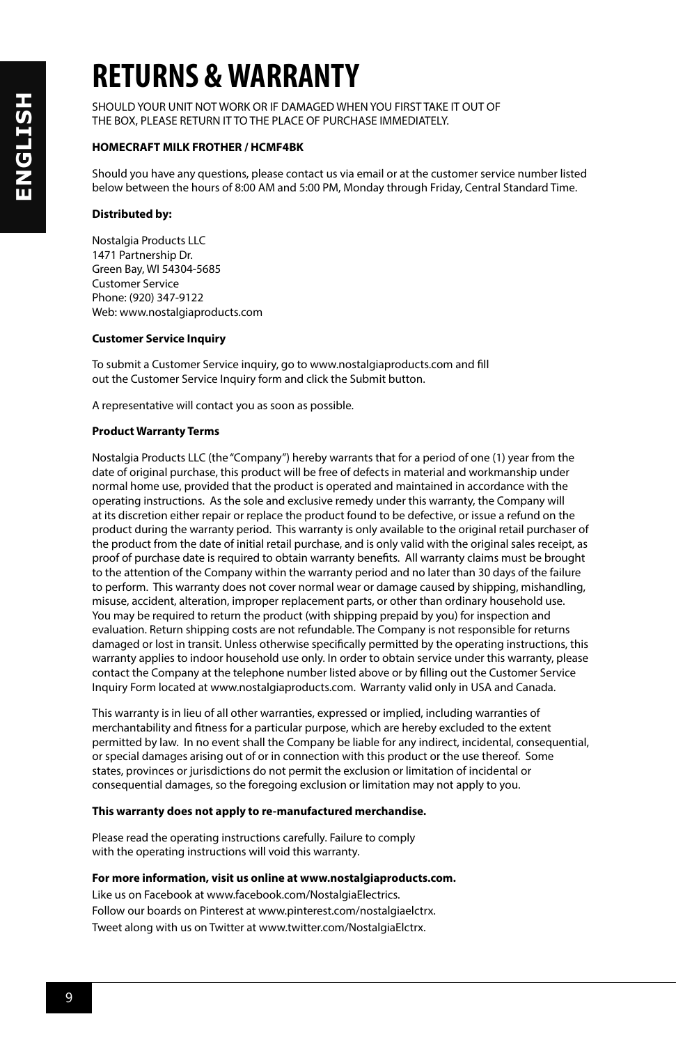# RETURNS & WARRANTY

SHOULD YOUR UNIT NOT WORK OR IF DAMAGED WHEN YOU FIRST TAKE IT OUT OF THE BOX, PLEASE RETURN IT TO THE PLACE OF PURCHASE IMMEDIATELY.

**HOMECRAFT MILK FROTHER / HCMF4BK**

Should you have any questions, please contact us via email or at the customer service number listed below between the hours of 8:00 AM and 5:00 PM, Monday through Friday, Central Standard Time.

**Distributed by:**

Nostalgia Products LLC
1471 Partnership Dr.
Green Bay, WI 54304-5685
Customer Service
Phone: (920) 347-9122
Web: www.nostalgiaproducts.com

**Customer Service Inquiry**

To submit a Customer Service inquiry, go to www.nostalgiaproducts.com and fill out the Customer Service Inquiry form and click the Submit button.

A representative will contact you as soon as possible.

**Product Warranty Terms**

Nostalgia Products LLC (the "Company") hereby warrants that for a period of one (1) year from the date of original purchase, this product will be free of defects in material and workmanship under normal home use, provided that the product is operated and maintained in accordance with the operating instructions. As the sole and exclusive remedy under this warranty, the Company will at its discretion either repair or replace the product found to be defective, or issue a refund on the product during the warranty period. This warranty is only available to the original retail purchaser of the product from the date of initial retail purchase, and is only valid with the original sales receipt, as proof of purchase date is required to obtain warranty benefits. All warranty claims must be brought to the attention of the Company within the warranty period and no later than 30 days of the failure to perform. This warranty does not cover normal wear or damage caused by shipping, mishandling, misuse, accident, alteration, improper replacement parts, or other than ordinary household use. You may be required to return the product (with shipping prepaid by you) for inspection and evaluation. Return shipping costs are not refundable. The Company is not responsible for returns damaged or lost in transit. Unless otherwise specifically permitted by the operating instructions, this warranty applies to indoor household use only. In order to obtain service under this warranty, please contact the Company at the telephone number listed above or by filling out the Customer Service Inquiry Form located at www.nostalgiaproducts.com. Warranty valid only in USA and Canada.

This warranty is in lieu of all other warranties, expressed or implied, including warranties of merchantability and fitness for a particular purpose, which are hereby excluded to the extent permitted by law. In no event shall the Company be liable for any indirect, incidental, consequential, or special damages arising out of or in connection with this product or the use thereof. Some states, provinces or jurisdictions do not permit the exclusion or limitation of incidental or consequential damages, so the foregoing exclusion or limitation may not apply to you.

**This warranty does not apply to re-manufactured merchandise.**

Please read the operating instructions carefully. Failure to comply with the operating instructions will void this warranty.

**For more information, visit us online at www.nostalgiaproducts.com.**
Like us on Facebook at www.facebook.com/NostalgiaElectrics.
Follow our boards on Pinterest at www.pinterest.com/nostalgiaelctrx.
Tweet along with us on Twitter at www.twitter.com/NostalgiaElctrx.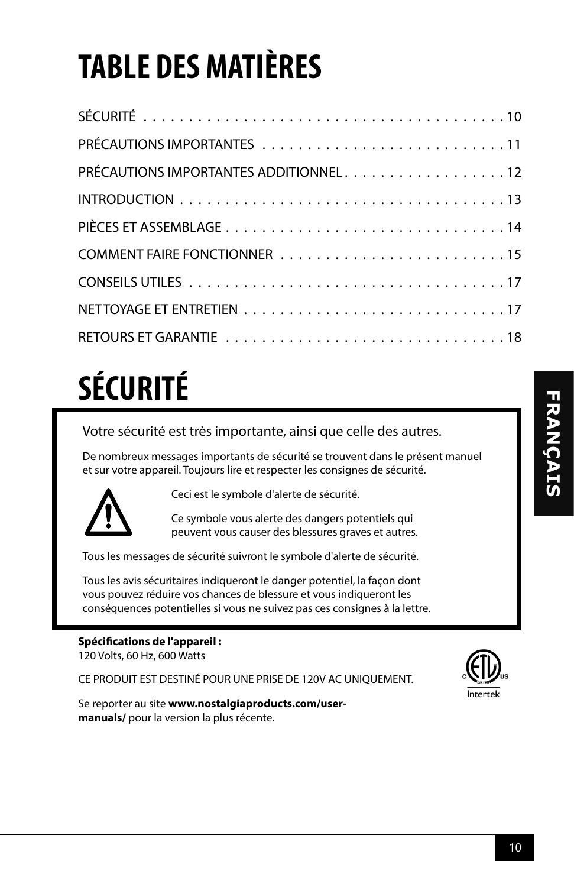# TABLE DES MATIÈRES

| | |
|---|---|
| SÉCURITÉ | 10 |
| PRÉCAUTIONS IMPORTANTES | 11 |
| PRÉCAUTIONS IMPORTANTES ADDITIONNEL | 12 |
| INTRODUCTION | 13 |
| PIÈCES ET ASSEMBLAGE | 14 |
| COMMENT FAIRE FONCTIONNER | 15 |
| CONSEILS UTILES | 17 |
| NETTOYAGE ET ENTRETIEN | 17 |
| RETOURS ET GARANTIE | 18 |

# SÉCURITÉ

Votre sécurité est très importante, ainsi que celle des autres.

De nombreux messages importants de sécurité se trouvent dans le présent manuel et sur votre appareil. Toujours lire et respecter les consignes de sécurité.

Ceci est le symbole d'alerte de sécurité.

Ce symbole vous alerte des dangers potentiels qui peuvent vous causer des blessures graves et autres.

Tous les messages de sécurité suivront le symbole d'alerte de sécurité.

Tous les avis sécuritaires indiqueront le danger potentiel, la façon dont vous pouvez réduire vos chances de blessure et vous indiqueront les conséquences potentielles si vous ne suivez pas ces consignes à la lettre.

**Spécifications de l'appareil :**
120 Volts, 60 Hz, 600 Watts

CE PRODUIT EST DESTINÉ POUR UNE PRISE DE 120V AC UNIQUEMENT.

Se reporter au site **www.nostalgiaproducts.com/user-manuals/** pour la version la plus récente.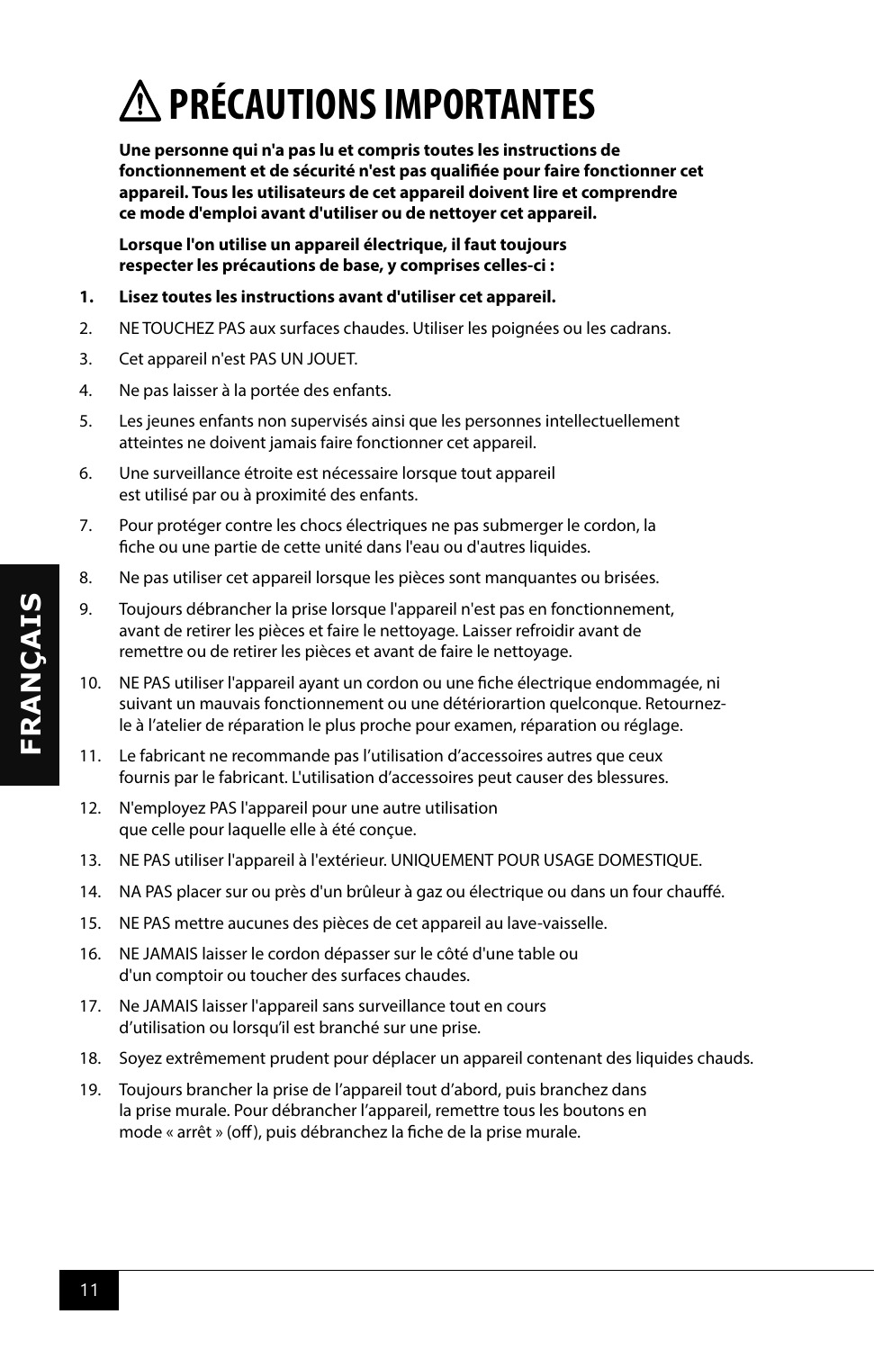# ⚠ PRÉCAUTIONS IMPORTANTES

**Une personne qui n'a pas lu et compris toutes les instructions de fonctionnement et de sécurité n'est pas qualifiée pour faire fonctionner cet appareil. Tous les utilisateurs de cet appareil doivent lire et comprendre ce mode d'emploi avant d'utiliser ou de nettoyer cet appareil.**

**Lorsque l'on utilise un appareil électrique, il faut toujours respecter les précautions de base, y comprises celles-ci :**

1. **Lisez toutes les instructions avant d'utiliser cet appareil.**
2. NE TOUCHEZ PAS aux surfaces chaudes. Utiliser les poignées ou les cadrans.
3. Cet appareil n'est PAS UN JOUET.
4. Ne pas laisser à la portée des enfants.
5. Les jeunes enfants non supervisés ainsi que les personnes intellectuellement atteintes ne doivent jamais faire fonctionner cet appareil.
6. Une surveillance étroite est nécessaire lorsque tout appareil est utilisé par ou à proximité des enfants.
7. Pour protéger contre les chocs électriques ne pas submerger le cordon, la fiche ou une partie de cette unité dans l'eau ou d'autres liquides.
8. Ne pas utiliser cet appareil lorsque les pièces sont manquantes ou brisées.
9. Toujours débrancher la prise lorsque l'appareil n'est pas en fonctionnement, avant de retirer les pièces et faire le nettoyage. Laisser refroidir avant de remettre ou de retirer les pièces et avant de faire le nettoyage.
10. NE PAS utiliser l'appareil ayant un cordon ou une fiche électrique endommagée, ni suivant un mauvais fonctionnement ou une détériorartion quelconque. Retournez-le à l'atelier de réparation le plus proche pour examen, réparation ou réglage.
11. Le fabricant ne recommande pas l'utilisation d'accessoires autres que ceux fournis par le fabricant. L'utilisation d'accessoires peut causer des blessures.
12. N'employez PAS l'appareil pour une autre utilisation que celle pour laquelle elle à été conçue.
13. NE PAS utiliser l'appareil à l'extérieur. UNIQUEMENT POUR USAGE DOMESTIQUE.
14. NA PAS placer sur ou près d'un brûleur à gaz ou électrique ou dans un four chauffé.
15. NE PAS mettre aucunes des pièces de cet appareil au lave-vaisselle.
16. NE JAMAIS laisser le cordon dépasser sur le côté d'une table ou d'un comptoir ou toucher des surfaces chaudes.
17. Ne JAMAIS laisser l'appareil sans surveillance tout en cours d'utilisation ou lorsqu'il est branché sur une prise.
18. Soyez extrêmement prudent pour déplacer un appareil contenant des liquides chauds.
19. Toujours brancher la prise de l'appareil tout d'abord, puis branchez dans la prise murale. Pour débrancher l'appareil, remettre tous les boutons en mode « arrêt » (off), puis débranchez la fiche de la prise murale.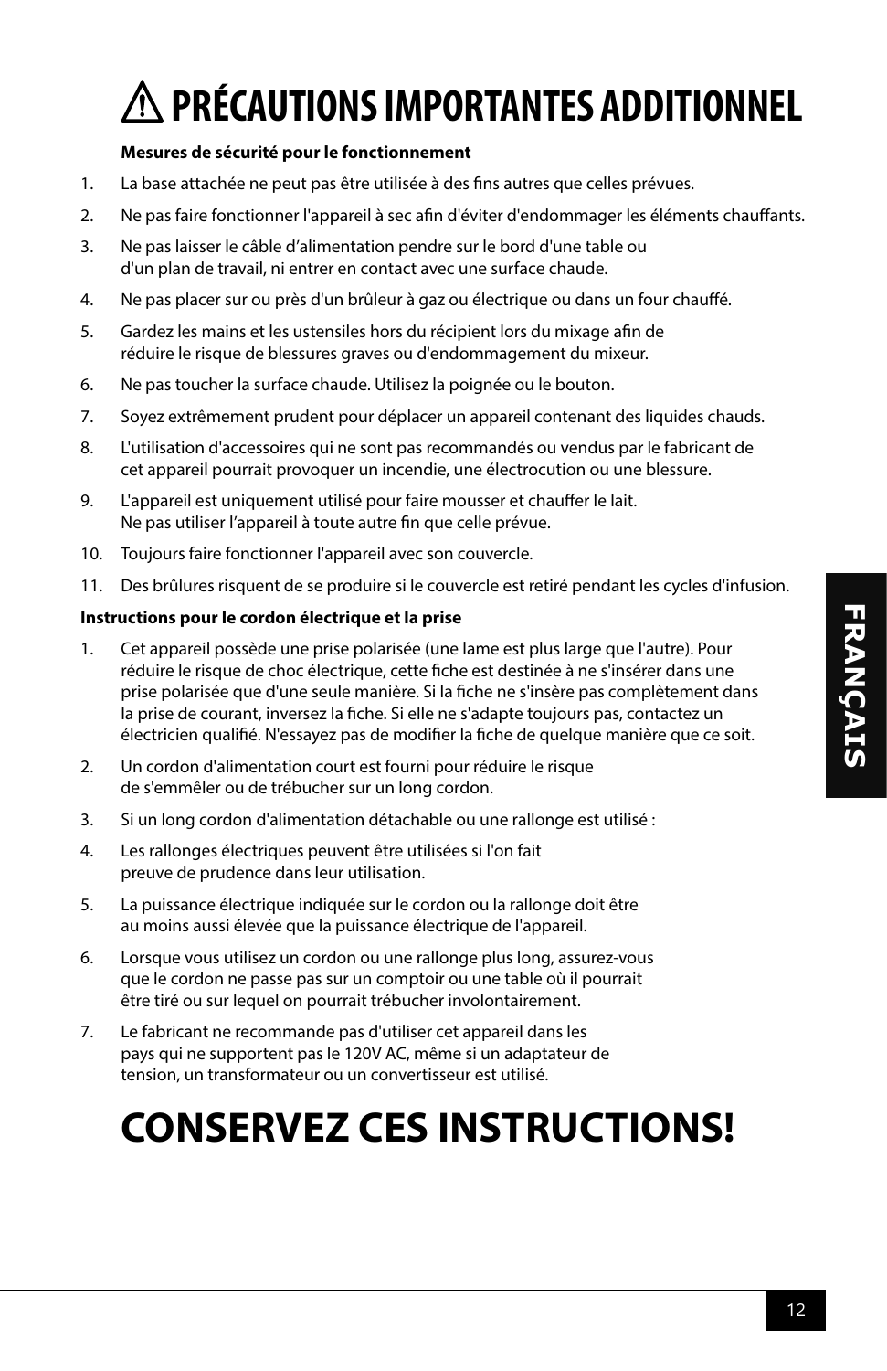# ⚠ PRÉCAUTIONS IMPORTANTES ADDITIONNEL

**Mesures de sécurité pour le fonctionnement**

1. La base attachée ne peut pas être utilisée à des fins autres que celles prévues.
2. Ne pas faire fonctionner l'appareil à sec afin d'éviter d'endommager les éléments chauffants.
3. Ne pas laisser le câble d'alimentation pendre sur le bord d'une table ou d'un plan de travail, ni entrer en contact avec une surface chaude.
4. Ne pas placer sur ou près d'un brûleur à gaz ou électrique ou dans un four chauffé.
5. Gardez les mains et les ustensiles hors du récipient lors du mixage afin de réduire le risque de blessures graves ou d'endommagement du mixeur.
6. Ne pas toucher la surface chaude. Utilisez la poignée ou le bouton.
7. Soyez extrêmement prudent pour déplacer un appareil contenant des liquides chauds.
8. L'utilisation d'accessoires qui ne sont pas recommandés ou vendus par le fabricant de cet appareil pourrait provoquer un incendie, une électrocution ou une blessure.
9. L'appareil est uniquement utilisé pour faire mousser et chauffer le lait. Ne pas utiliser l'appareil à toute autre fin que celle prévue.
10. Toujours faire fonctionner l'appareil avec son couvercle.
11. Des brûlures risquent de se produire si le couvercle est retiré pendant les cycles d'infusion.

**Instructions pour le cordon électrique et la prise**

1. Cet appareil possède une prise polarisée (une lame est plus large que l'autre). Pour réduire le risque de choc électrique, cette fiche est destinée à ne s'insérer dans une prise polarisée que d'une seule manière. Si la fiche ne s'insère pas complètement dans la prise de courant, inversez la fiche. Si elle ne s'adapte toujours pas, contactez un électricien qualifié. N'essayez pas de modifier la fiche de quelque manière que ce soit.
2. Un cordon d'alimentation court est fourni pour réduire le risque de s'emmêler ou de trébucher sur un long cordon.
3. Si un long cordon d'alimentation détachable ou une rallonge est utilisé :
4. Les rallonges électriques peuvent être utilisées si l'on fait preuve de prudence dans leur utilisation.
5. La puissance électrique indiquée sur le cordon ou la rallonge doit être au moins aussi élevée que la puissance électrique de l'appareil.
6. Lorsque vous utilisez un cordon ou une rallonge plus long, assurez-vous que le cordon ne passe pas sur un comptoir ou une table où il pourrait être tiré ou sur lequel on pourrait trébucher involontairement.
7. Le fabricant ne recommande pas d'utiliser cet appareil dans les pays qui ne supportent pas le 120V AC, même si un adaptateur de tension, un transformateur ou un convertisseur est utilisé.

# CONSERVEZ CES INSTRUCTIONS!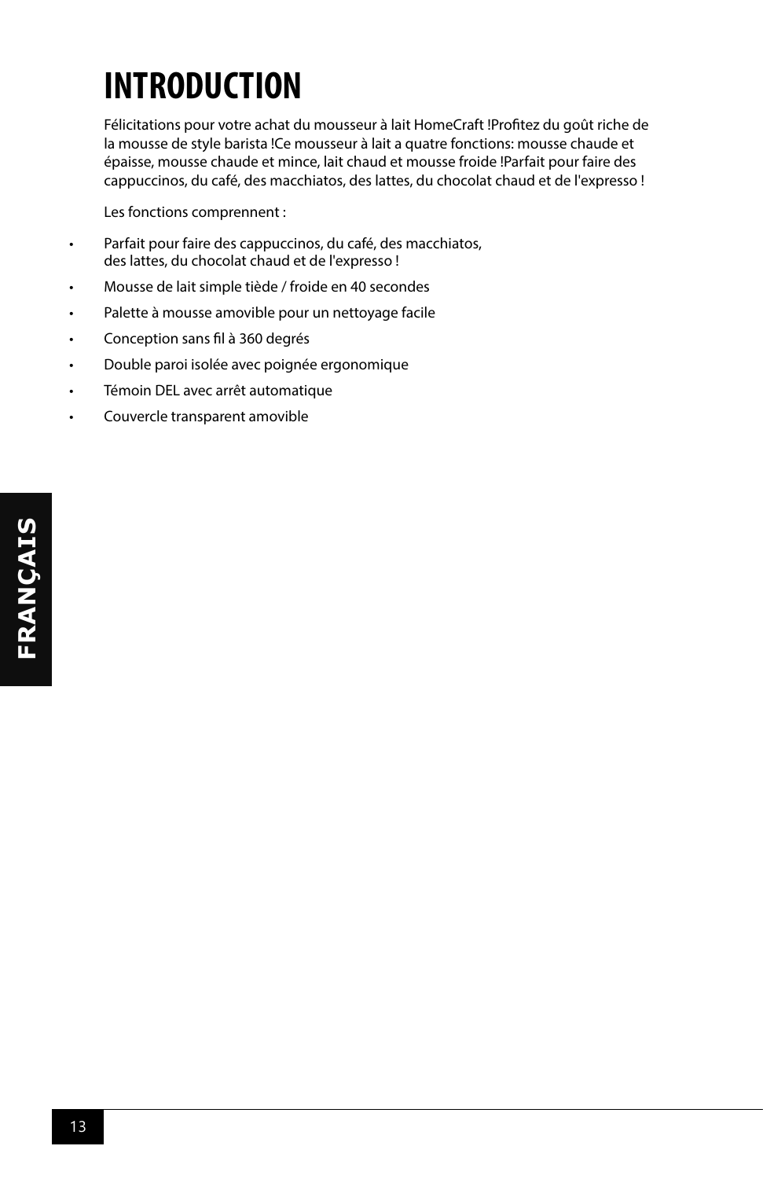# INTRODUCTION

Félicitations pour votre achat du mousseur à lait HomeCraft !Profitez du goût riche de la mousse de style barista !Ce mousseur à lait a quatre fonctions: mousse chaude et épaisse, mousse chaude et mince, lait chaud et mousse froide !Parfait pour faire des cappuccinos, du café, des macchiatos, des lattes, du chocolat chaud et de l'expresso !

Les fonctions comprennent :

- Parfait pour faire des cappuccinos, du café, des macchiatos, des lattes, du chocolat chaud et de l'expresso !
- Mousse de lait simple tiède / froide en 40 secondes
- Palette à mousse amovible pour un nettoyage facile
- Conception sans fil à 360 degrés
- Double paroi isolée avec poignée ergonomique
- Témoin DEL avec arrêt automatique
- Couvercle transparent amovible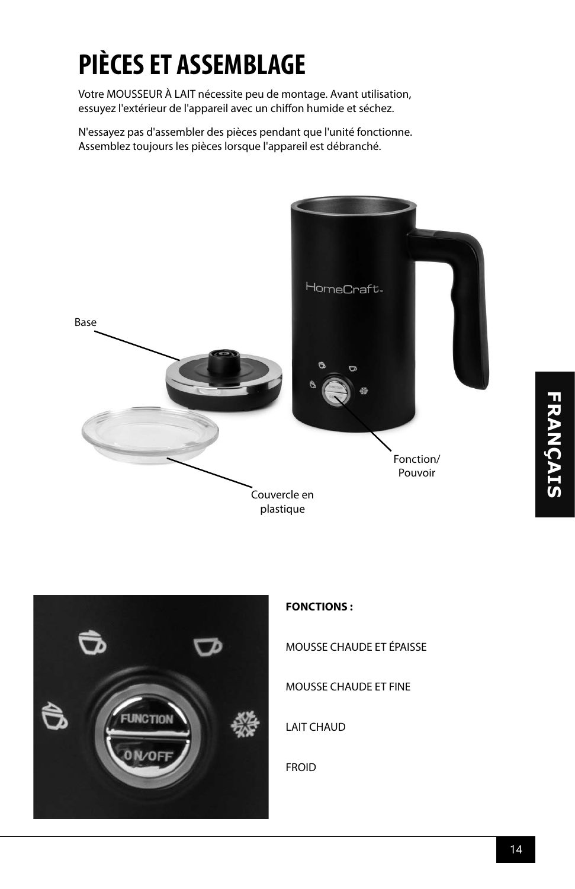# PIÈCES ET ASSEMBLAGE

Votre MOUSSEUR À LAIT nécessite peu de montage. Avant utilisation, essuyez l'extérieur de l'appareil avec un chiffon humide et séchez.

N'essayez pas d'assembler des pièces pendant que l'unité fonctionne. Assemblez toujours les pièces lorsque l'appareil est débranché.

Base

Fonction/ Pouvoir

Couvercle en plastique

**FONCTIONS :**

MOUSSE CHAUDE ET ÉPAISSE

MOUSSE CHAUDE ET FINE

LAIT CHAUD

FROID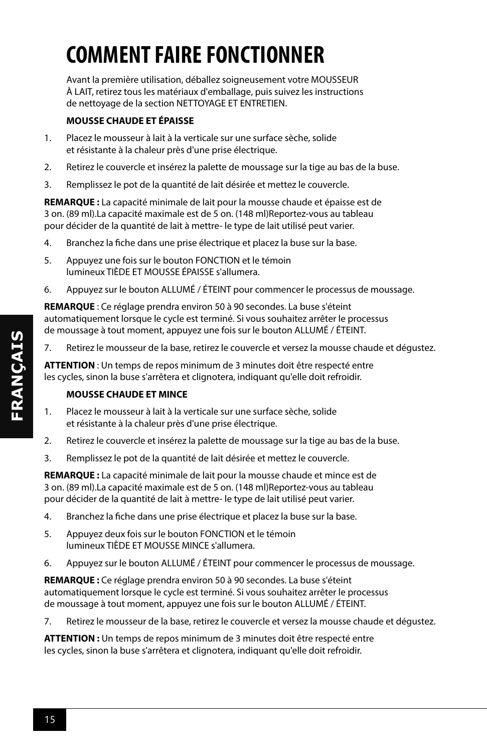# COMMENT FAIRE FONCTIONNER

Avant la première utilisation, déballez soigneusement votre MOUSSEUR À LAIT, retirez tous les matériaux d'emballage, puis suivez les instructions de nettoyage de la section NETTOYAGE ET ENTRETIEN.

**MOUSSE CHAUDE ET ÉPAISSE**

1. Placez le mousseur à lait à la verticale sur une surface sèche, solide et résistante à la chaleur près d'une prise électrique.
2. Retirez le couvercle et insérez la palette de moussage sur la tige au bas de la buse.
3. Remplissez le pot de la quantité de lait désirée et mettez le couvercle.

**REMARQUE :** La capacité minimale de lait pour la mousse chaude et épaisse est de 3 on. (89 ml).La capacité maximale est de 5 on. (148 ml)Reportez-vous au tableau pour décider de la quantité de lait à mettre- le type de lait utilisé peut varier.

4. Branchez la fiche dans une prise électrique et placez la buse sur la base.
5. Appuyez une fois sur le bouton FONCTION et le témoin lumineux TIÈDE ET MOUSSE ÉPAISSE s'allumera.
6. Appuyez sur le bouton ALLUMÉ / ÉTEINT pour commencer le processus de moussage.

**REMARQUE** : Ce réglage prendra environ 50 à 90 secondes. La buse s'éteint automatiquement lorsque le cycle est terminé. Si vous souhaitez arrêter le processus de moussage à tout moment, appuyez une fois sur le bouton ALLUMÉ / ÉTEINT.

7. Retirez le mousseur de la base, retirez le couvercle et versez la mousse chaude et dégustez.

**ATTENTION** : Un temps de repos minimum de 3 minutes doit être respecté entre les cycles, sinon la buse s'arrêtera et clignotera, indiquant qu'elle doit refroidir.

**MOUSSE CHAUDE ET MINCE**

1. Placez le mousseur à lait à la verticale sur une surface sèche, solide et résistante à la chaleur près d'une prise électrique.
2. Retirez le couvercle et insérez la palette de moussage sur la tige au bas de la buse.
3. Remplissez le pot de la quantité de lait désirée et mettez le couvercle.

**REMARQUE :** La capacité minimale de lait pour la mousse chaude et mince est de 3 on. (89 ml).La capacité maximale est de 5 on. (148 ml)Reportez-vous au tableau pour décider de la quantité de lait à mettre- le type de lait utilisé peut varier.

4. Branchez la fiche dans une prise électrique et placez la buse sur la base.
5. Appuyez deux fois sur le bouton FONCTION et le témoin lumineux TIÈDE ET MOUSSE MINCE s'allumera.
6. Appuyez sur le bouton ALLUMÉ / ÉTEINT pour commencer le processus de moussage.

**REMARQUE :** Ce réglage prendra environ 50 à 90 secondes. La buse s'éteint automatiquement lorsque le cycle est terminé. Si vous souhaitez arrêter le processus de moussage à tout moment, appuyez une fois sur le bouton ALLUMÉ / ÉTEINT.

7. Retirez le mousseur de la base, retirez le couvercle et versez la mousse chaude et dégustez.

**ATTENTION :** Un temps de repos minimum de 3 minutes doit être respecté entre les cycles, sinon la buse s'arrêtera et clignotera, indiquant qu'elle doit refroidir.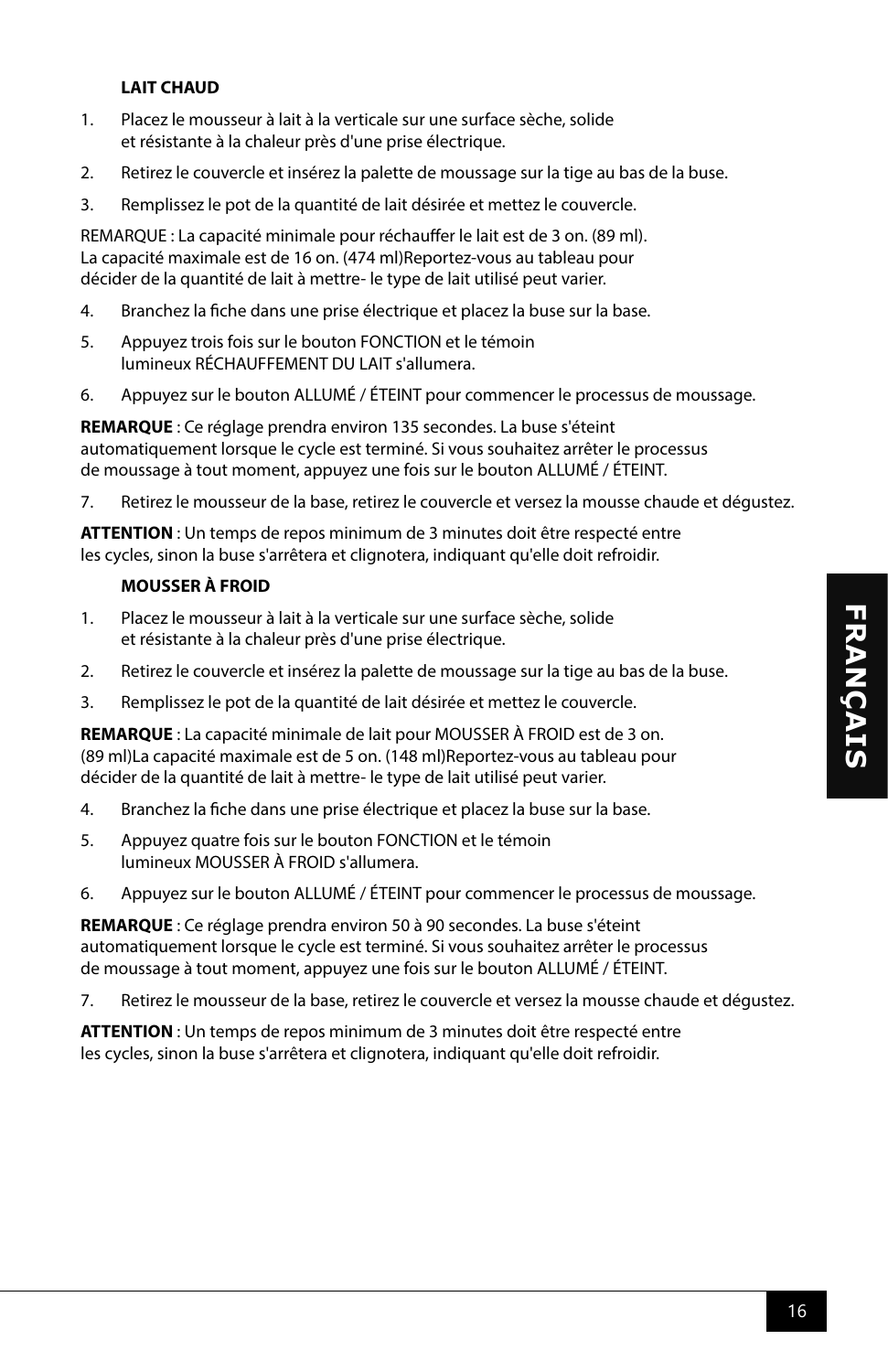**LAIT CHAUD**

1. Placez le mousseur à lait à la verticale sur une surface sèche, solide et résistante à la chaleur près d'une prise électrique.
2. Retirez le couvercle et insérez la palette de moussage sur la tige au bas de la buse.
3. Remplissez le pot de la quantité de lait désirée et mettez le couvercle.

REMARQUE : La capacité minimale pour réchauffer le lait est de 3 on. (89 ml). La capacité maximale est de 16 on. (474 ml)Reportez-vous au tableau pour décider de la quantité de lait à mettre- le type de lait utilisé peut varier.

4. Branchez la fiche dans une prise électrique et placez la buse sur la base.
5. Appuyez trois fois sur le bouton FONCTION et le témoin lumineux RÉCHAUFFEMENT DU LAIT s'allumera.
6. Appuyez sur le bouton ALLUMÉ / ÉTEINT pour commencer le processus de moussage.

**REMARQUE** : Ce réglage prendra environ 135 secondes. La buse s'éteint automatiquement lorsque le cycle est terminé. Si vous souhaitez arrêter le processus de moussage à tout moment, appuyez une fois sur le bouton ALLUMÉ / ÉTEINT.

7. Retirez le mousseur de la base, retirez le couvercle et versez la mousse chaude et dégustez.

**ATTENTION** : Un temps de repos minimum de 3 minutes doit être respecté entre les cycles, sinon la buse s'arrêtera et clignotera, indiquant qu'elle doit refroidir.

**MOUSSER À FROID**

1. Placez le mousseur à lait à la verticale sur une surface sèche, solide et résistante à la chaleur près d'une prise électrique.
2. Retirez le couvercle et insérez la palette de moussage sur la tige au bas de la buse.
3. Remplissez le pot de la quantité de lait désirée et mettez le couvercle.

**REMARQUE** : La capacité minimale de lait pour MOUSSER À FROID est de 3 on. (89 ml)La capacité maximale est de 5 on. (148 ml)Reportez-vous au tableau pour décider de la quantité de lait à mettre- le type de lait utilisé peut varier.

4. Branchez la fiche dans une prise électrique et placez la buse sur la base.
5. Appuyez quatre fois sur le bouton FONCTION et le témoin lumineux MOUSSER À FROID s'allumera.
6. Appuyez sur le bouton ALLUMÉ / ÉTEINT pour commencer le processus de moussage.

**REMARQUE** : Ce réglage prendra environ 50 à 90 secondes. La buse s'éteint automatiquement lorsque le cycle est terminé. Si vous souhaitez arrêter le processus de moussage à tout moment, appuyez une fois sur le bouton ALLUMÉ / ÉTEINT.

7. Retirez le mousseur de la base, retirez le couvercle et versez la mousse chaude et dégustez.

**ATTENTION** : Un temps de repos minimum de 3 minutes doit être respecté entre les cycles, sinon la buse s'arrêtera et clignotera, indiquant qu'elle doit refroidir.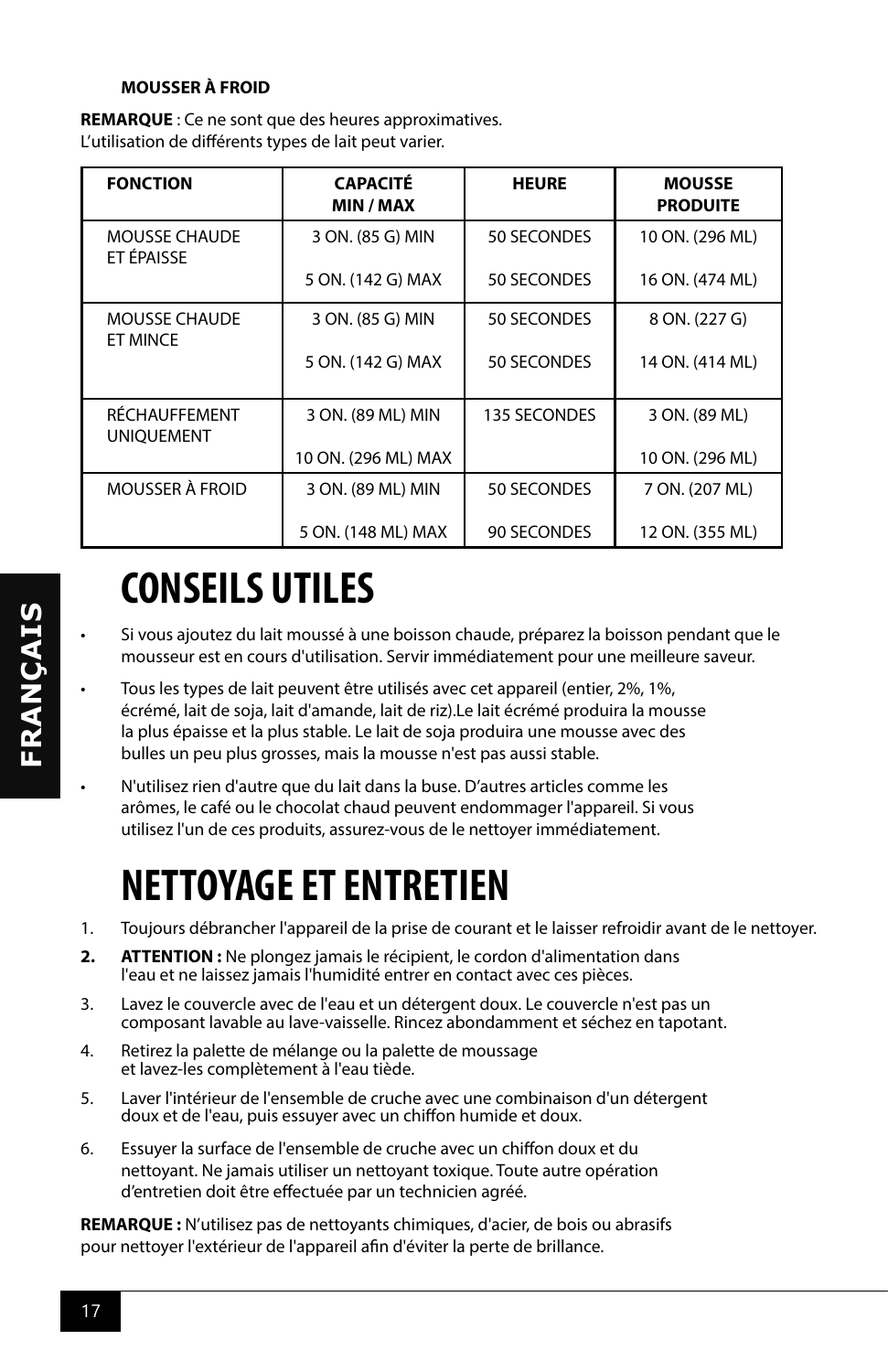**MOUSSER À FROID**

**REMARQUE** : Ce ne sont que des heures approximatives.
L'utilisation de différents types de lait peut varier.

| FONCTION | CAPACITÉ MIN / MAX | HEURE | MOUSSE PRODUITE |
|---|---|---|---|
| MOUSSE CHAUDE ET ÉPAISSE | 3 ON. (85 G) MIN | 50 SECONDES | 10 ON. (296 ML) |
| | 5 ON. (142 G) MAX | 50 SECONDES | 16 ON. (474 ML) |
| MOUSSE CHAUDE ET MINCE | 3 ON. (85 G) MIN | 50 SECONDES | 8 ON. (227 G) |
| | 5 ON. (142 G) MAX | 50 SECONDES | 14 ON. (414 ML) |
| RÉCHAUFFEMENT UNIQUEMENT | 3 ON. (89 ML) MIN | 135 SECONDES | 3 ON. (89 ML) |
| | 10 ON. (296 ML) MAX | | 10 ON. (296 ML) |
| MOUSSER À FROID | 3 ON. (89 ML) MIN | 50 SECONDES | 7 ON. (207 ML) |
| | 5 ON. (148 ML) MAX | 90 SECONDES | 12 ON. (355 ML) |

# CONSEILS UTILES

- Si vous ajoutez du lait moussé à une boisson chaude, préparez la boisson pendant que le mousseur est en cours d'utilisation. Servir immédiatement pour une meilleure saveur.
- Tous les types de lait peuvent être utilisés avec cet appareil (entier, 2%, 1%, écrémé, lait de soja, lait d'amande, lait de riz).Le lait écrémé produira la mousse la plus épaisse et la plus stable. Le lait de soja produira une mousse avec des bulles un peu plus grosses, mais la mousse n'est pas aussi stable.
- N'utilisez rien d'autre que du lait dans la buse. D'autres articles comme les arômes, le café ou le chocolat chaud peuvent endommager l'appareil. Si vous utilisez l'un de ces produits, assurez-vous de le nettoyer immédiatement.

# NETTOYAGE ET ENTRETIEN

1. Toujours débrancher l'appareil de la prise de courant et le laisser refroidir avant de le nettoyer.
2. **ATTENTION :** Ne plongez jamais le récipient, le cordon d'alimentation dans l'eau et ne laissez jamais l'humidité entrer en contact avec ces pièces.
3. Lavez le couvercle avec de l'eau et un détergent doux. Le couvercle n'est pas un composant lavable au lave-vaisselle. Rincez abondamment et séchez en tapotant.
4. Retirez la palette de mélange ou la palette de moussage et lavez-les complètement à l'eau tiède.
5. Laver l'intérieur de l'ensemble de cruche avec une combinaison d'un détergent doux et de l'eau, puis essuyer avec un chiffon humide et doux.
6. Essuyer la surface de l'ensemble de cruche avec un chiffon doux et du nettoyant. Ne jamais utiliser un nettoyant toxique. Toute autre opération d'entretien doit être effectuée par un technicien agréé.

**REMARQUE :** N'utilisez pas de nettoyants chimiques, d'acier, de bois ou abrasifs pour nettoyer l'extérieur de l'appareil afin d'éviter la perte de brillance.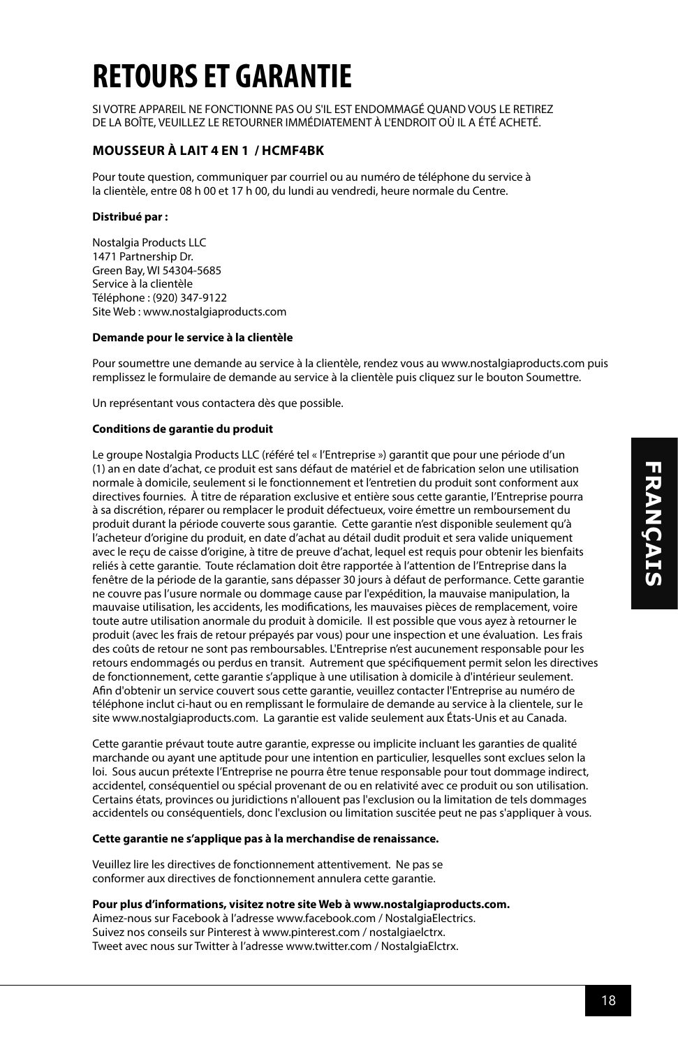# RETOURS ET GARANTIE

SI VOTRE APPAREIL NE FONCTIONNE PAS OU S'IL EST ENDOMMAGÉ QUAND VOUS LE RETIREZ DE LA BOÎTE, VEUILLEZ LE RETOURNER IMMÉDIATEMENT À L'ENDROIT OÙ IL A ÉTÉ ACHETÉ.

**MOUSSEUR À LAIT 4 EN 1 / HCMF4BK**

Pour toute question, communiquer par courriel ou au numéro de téléphone du service à la clientèle, entre 08 h 00 et 17 h 00, du lundi au vendredi, heure normale du Centre.

**Distribué par :**

Nostalgia Products LLC
1471 Partnership Dr.
Green Bay, WI 54304-5685
Service à la clientèle
Téléphone : (920) 347-9122
Site Web : www.nostalgiaproducts.com

**Demande pour le service à la clientèle**

Pour soumettre une demande au service à la clientèle, rendez vous au www.nostalgiaproducts.com puis remplissez le formulaire de demande au service à la clientèle puis cliquez sur le bouton Soumettre.

Un représentant vous contactera dès que possible.

**Conditions de garantie du produit**

Le groupe Nostalgia Products LLC (référé tel « l'Entreprise ») garantit que pour une période d'un (1) an en date d'achat, ce produit est sans défaut de matériel et de fabrication selon une utilisation normale à domicile, seulement si le fonctionnement et l'entretien du produit sont conforment aux directives fournies. À titre de réparation exclusive et entière sous cette garantie, l'Entreprise pourra à sa discrétion, réparer ou remplacer le produit défectueux, voire émettre un remboursement du produit durant la période couverte sous garantie. Cette garantie n'est disponible seulement qu'à l'acheteur d'origine du produit, en date d'achat au détail dudit produit et sera valide uniquement avec le reçu de caisse d'origine, à titre de preuve d'achat, lequel est requis pour obtenir les bienfaits reliés à cette garantie. Toute réclamation doit être rapportée à l'attention de l'Entreprise dans la fenêtre de la période de la garantie, sans dépasser 30 jours à défaut de performance. Cette garantie ne couvre pas l'usure normale ou dommage cause par l'expédition, la mauvaise manipulation, la mauvaise utilisation, les accidents, les modifications, les mauvaises pièces de remplacement, voire toute autre utilisation anormale du produit à domicile. Il est possible que vous ayez à retourner le produit (avec les frais de retour prépayés par vous) pour une inspection et une évaluation. Les frais des coûts de retour ne sont pas remboursables. L'Entreprise n'est aucunement responsable pour les retours endommagés ou perdus en transit. Autrement que spécifiquement permit selon les directives de fonctionnement, cette garantie s'applique à une utilisation à domicile à d'intérieur seulement. Afin d'obtenir un service couvert sous cette garantie, veuillez contacter l'Entreprise au numéro de téléphone inclut ci-haut ou en remplissant le formulaire de demande au service à la clientele, sur le site www.nostalgiaproducts.com. La garantie est valide seulement aux États-Unis et au Canada.

Cette garantie prévaut toute autre garantie, expresse ou implicite incluant les garanties de qualité marchande ou ayant une aptitude pour une intention en particulier, lesquelles sont exclues selon la loi. Sous aucun prétexte l'Entreprise ne pourra être tenue responsable pour tout dommage indirect, accidentel, conséquentiel ou spécial provenant de ou en relativité avec ce produit ou son utilisation. Certains états, provinces ou juridictions n'allouent pas l'exclusion ou la limitation de tels dommages accidentels ou conséquentiels, donc l'exclusion ou limitation suscitée peut ne pas s'appliquer à vous.

**Cette garantie ne s'applique pas à la merchandise de renaissance.**

Veuillez lire les directives de fonctionnement attentivement. Ne pas se conformer aux directives de fonctionnement annulera cette garantie.

**Pour plus d'informations, visitez notre site Web à www.nostalgiaproducts.com.**
Aimez-nous sur Facebook à l'adresse www.facebook.com / NostalgiaElectrics.
Suivez nos conseils sur Pinterest à www.pinterest.com / nostalgiaelctrx.
Tweet avec nous sur Twitter à l'adresse www.twitter.com / NostalgiaElctrx.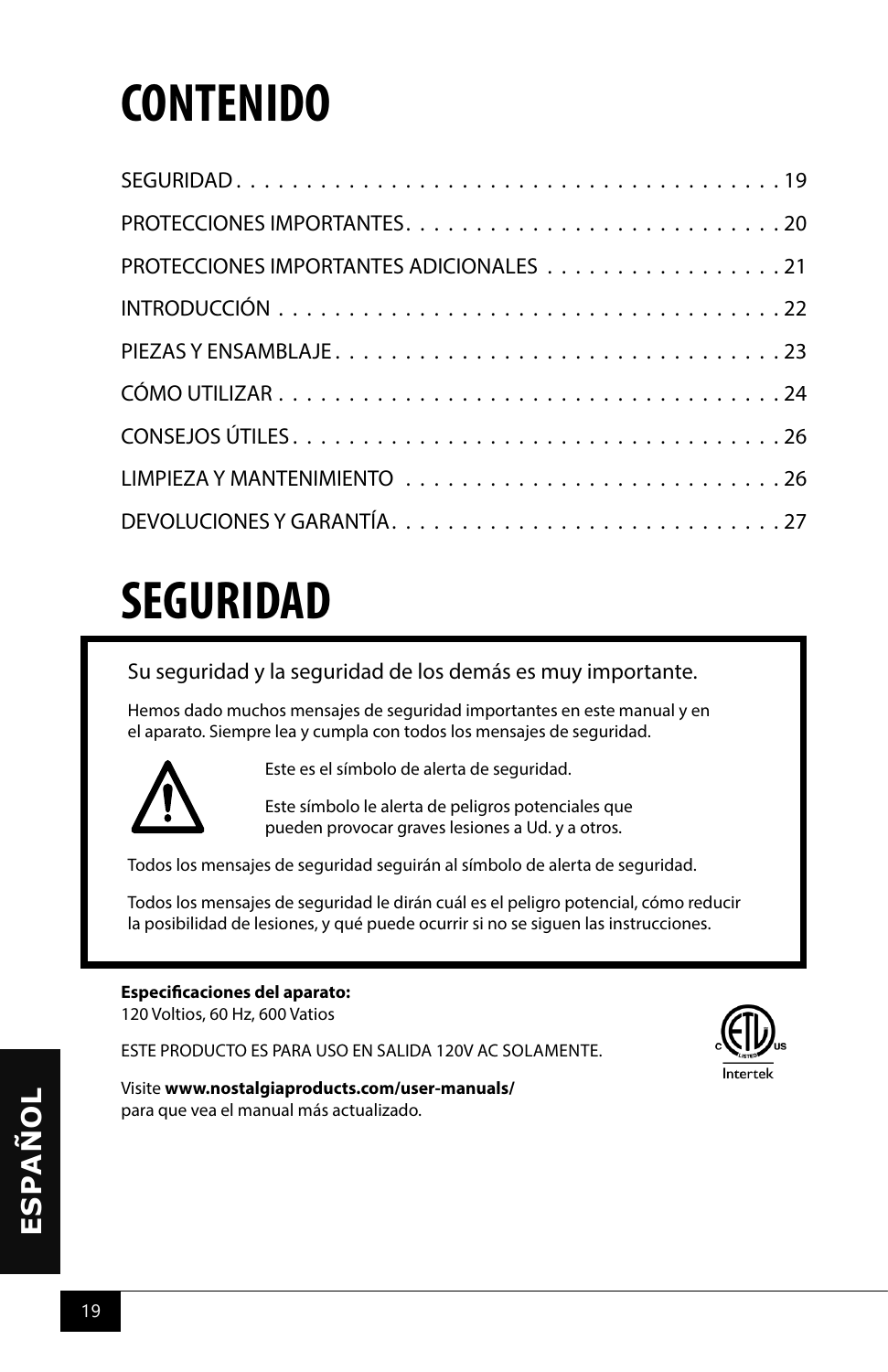# CONTENIDO

SEGURIDAD . . . . . . . . . . . . . . . . . . . . . . . . . . . . . . . . . . . . . . . . 19

PROTECCIONES IMPORTANTES . . . . . . . . . . . . . . . . . . . . . . . . . . . 20

PROTECCIONES IMPORTANTES ADICIONALES . . . . . . . . . . . . . . . . . 21

INTRODUCCIÓN . . . . . . . . . . . . . . . . . . . . . . . . . . . . . . . . . . . . . 22

PIEZAS Y ENSAMBLAJE . . . . . . . . . . . . . . . . . . . . . . . . . . . . . . . . 23

CÓMO UTILIZAR . . . . . . . . . . . . . . . . . . . . . . . . . . . . . . . . . . . . 24

CONSEJOS ÚTILES . . . . . . . . . . . . . . . . . . . . . . . . . . . . . . . . . . . 26

LIMPIEZA Y MANTENIMIENTO . . . . . . . . . . . . . . . . . . . . . . . . . . . 26

DEVOLUCIONES Y GARANTÍA . . . . . . . . . . . . . . . . . . . . . . . . . . . . 27

# SEGURIDAD

Su seguridad y la seguridad de los demás es muy importante.

Hemos dado muchos mensajes de seguridad importantes en este manual y en el aparato. Siempre lea y cumpla con todos los mensajes de seguridad.

Este es el símbolo de alerta de seguridad.

Este símbolo le alerta de peligros potenciales que pueden provocar graves lesiones a Ud. y a otros.

Todos los mensajes de seguridad seguirán al símbolo de alerta de seguridad.

Todos los mensajes de seguridad le dirán cuál es el peligro potencial, cómo reducir la posibilidad de lesiones, y qué puede ocurrir si no se siguen las instrucciones.

**Especificaciones del aparato:**
120 Voltios, 60 Hz, 600 Vatios

ESTE PRODUCTO ES PARA USO EN SALIDA 120V AC SOLAMENTE.

Visite **www.nostalgiaproducts.com/user-manuals/** para que vea el manual más actualizado.

ESPAÑOL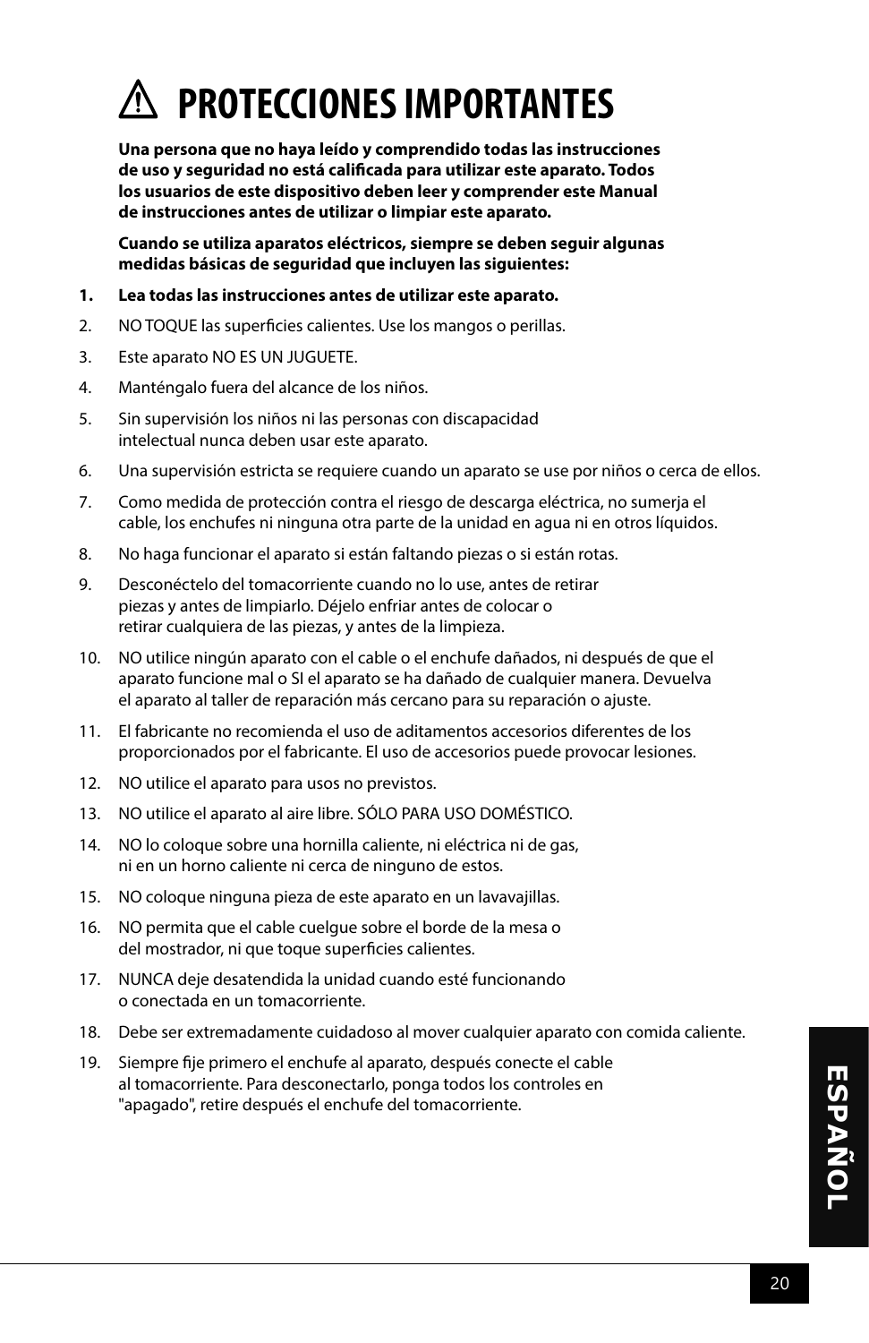# ⚠ PROTECCIONES IMPORTANTES

**Una persona que no haya leído y comprendido todas las instrucciones de uso y seguridad no está calificada para utilizar este aparato. Todos los usuarios de este dispositivo deben leer y comprender este Manual de instrucciones antes de utilizar o limpiar este aparato.**

**Cuando se utiliza aparatos eléctricos, siempre se deben seguir algunas medidas básicas de seguridad que incluyen las siguientes:**

1. **Lea todas las instrucciones antes de utilizar este aparato.**
2. NO TOQUE las superficies calientes. Use los mangos o perillas.
3. Este aparato NO ES UN JUGUETE.
4. Manténgalo fuera del alcance de los niños.
5. Sin supervisión los niños ni las personas con discapacidad intelectual nunca deben usar este aparato.
6. Una supervisión estricta se requiere cuando un aparato se use por niños o cerca de ellos.
7. Como medida de protección contra el riesgo de descarga eléctrica, no sumerja el cable, los enchufes ni ninguna otra parte de la unidad en agua ni en otros líquidos.
8. No haga funcionar el aparato si están faltando piezas o si están rotas.
9. Desconéctelo del tomacorriente cuando no lo use, antes de retirar piezas y antes de limpiarlo. Déjelo enfriar antes de colocar o retirar cualquiera de las piezas, y antes de la limpieza.
10. NO utilice ningún aparato con el cable o el enchufe dañados, ni después de que el aparato funcione mal o SI el aparato se ha dañado de cualquier manera. Devuelva el aparato al taller de reparación más cercano para su reparación o ajuste.
11. El fabricante no recomienda el uso de aditamentos accesorios diferentes de los proporcionados por el fabricante. El uso de accesorios puede provocar lesiones.
12. NO utilice el aparato para usos no previstos.
13. NO utilice el aparato al aire libre. SÓLO PARA USO DOMÉSTICO.
14. NO lo coloque sobre una hornilla caliente, ni eléctrica ni de gas, ni en un horno caliente ni cerca de ninguno de estos.
15. NO coloque ninguna pieza de este aparato en un lavavajillas.
16. NO permita que el cable cuelgue sobre el borde de la mesa o del mostrador, ni que toque superficies calientes.
17. NUNCA deje desatendida la unidad cuando esté funcionando o conectada en un tomacorriente.
18. Debe ser extremadamente cuidadoso al mover cualquier aparato con comida caliente.
19. Siempre fije primero el enchufe al aparato, después conecte el cable al tomacorriente. Para desconectarlo, ponga todos los controles en "apagado", retire después el enchufe del tomacorriente.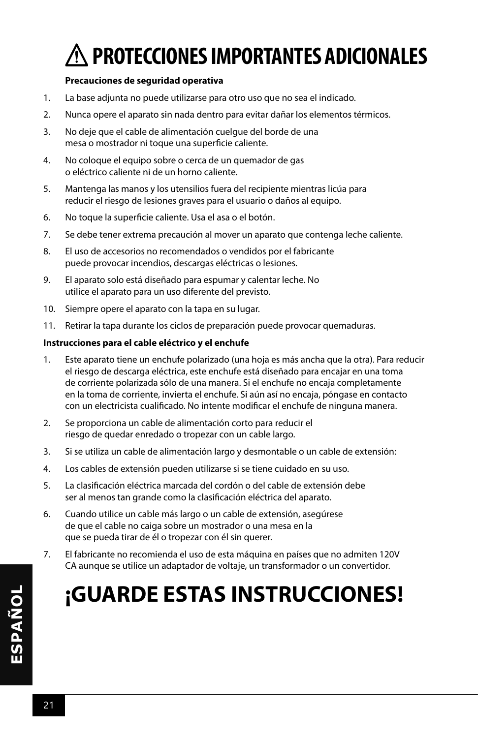# ⚠ PROTECCIONES IMPORTANTES ADICIONALES

**Precauciones de seguridad operativa**

1. La base adjunta no puede utilizarse para otro uso que no sea el indicado.
2. Nunca opere el aparato sin nada dentro para evitar dañar los elementos térmicos.
3. No deje que el cable de alimentación cuelgue del borde de una mesa o mostrador ni toque una superficie caliente.
4. No coloque el equipo sobre o cerca de un quemador de gas o eléctrico caliente ni de un horno caliente.
5. Mantenga las manos y los utensilios fuera del recipiente mientras licúa para reducir el riesgo de lesiones graves para el usuario o daños al equipo.
6. No toque la superficie caliente. Usa el asa o el botón.
7. Se debe tener extrema precaución al mover un aparato que contenga leche caliente.
8. El uso de accesorios no recomendados o vendidos por el fabricante puede provocar incendios, descargas eléctricas o lesiones.
9. El aparato solo está diseñado para espumar y calentar leche. No utilice el aparato para un uso diferente del previsto.
10. Siempre opere el aparato con la tapa en su lugar.
11. Retirar la tapa durante los ciclos de preparación puede provocar quemaduras.

**Instrucciones para el cable eléctrico y el enchufe**

1. Este aparato tiene un enchufe polarizado (una hoja es más ancha que la otra). Para reducir el riesgo de descarga eléctrica, este enchufe está diseñado para encajar en una toma de corriente polarizada sólo de una manera. Si el enchufe no encaja completamente en la toma de corriente, invierta el enchufe. Si aún así no encaja, póngase en contacto con un electricista cualificado. No intente modificar el enchufe de ninguna manera.
2. Se proporciona un cable de alimentación corto para reducir el riesgo de quedar enredado o tropezar con un cable largo.
3. Si se utiliza un cable de alimentación largo y desmontable o un cable de extensión:
4. Los cables de extensión pueden utilizarse si se tiene cuidado en su uso.
5. La clasificación eléctrica marcada del cordón o del cable de extensión debe ser al menos tan grande como la clasificación eléctrica del aparato.
6. Cuando utilice un cable más largo o un cable de extensión, asegúrese de que el cable no caiga sobre un mostrador o una mesa en la que se pueda tirar de él o tropezar con él sin querer.
7. El fabricante no recomienda el uso de esta máquina en países que no admiten 120V CA aunque se utilice un adaptador de voltaje, un transformador o un convertidor.

# ¡GUARDE ESTAS INSTRUCCIONES!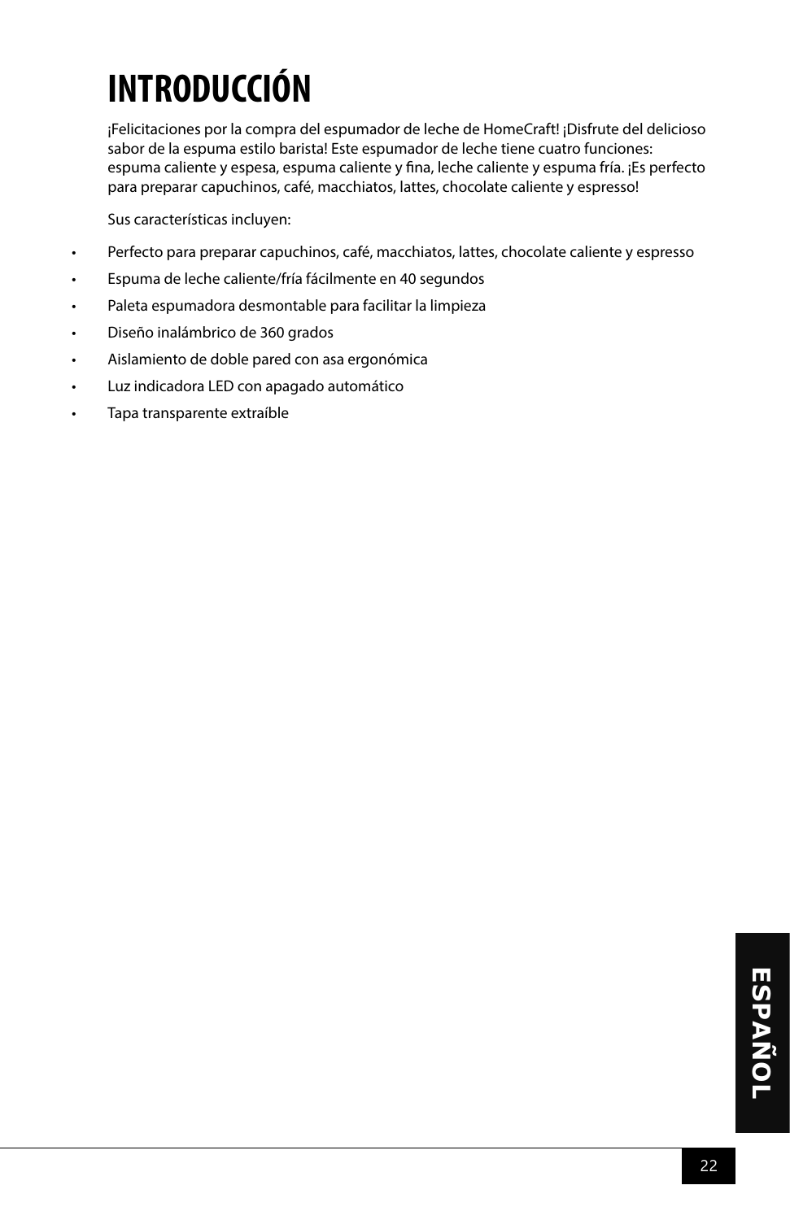# INTRODUCCIÓN

¡Felicitaciones por la compra del espumador de leche de HomeCraft! ¡Disfrute del delicioso sabor de la espuma estilo barista! Este espumador de leche tiene cuatro funciones: espuma caliente y espesa, espuma caliente y fina, leche caliente y espuma fría. ¡Es perfecto para preparar capuchinos, café, macchiatos, lattes, chocolate caliente y espresso!

Sus características incluyen:

- Perfecto para preparar capuchinos, café, macchiatos, lattes, chocolate caliente y espresso
- Espuma de leche caliente/fría fácilmente en 40 segundos
- Paleta espumadora desmontable para facilitar la limpieza
- Diseño inalámbrico de 360 grados
- Aislamiento de doble pared con asa ergonómica
- Luz indicadora LED con apagado automático
- Tapa transparente extraíble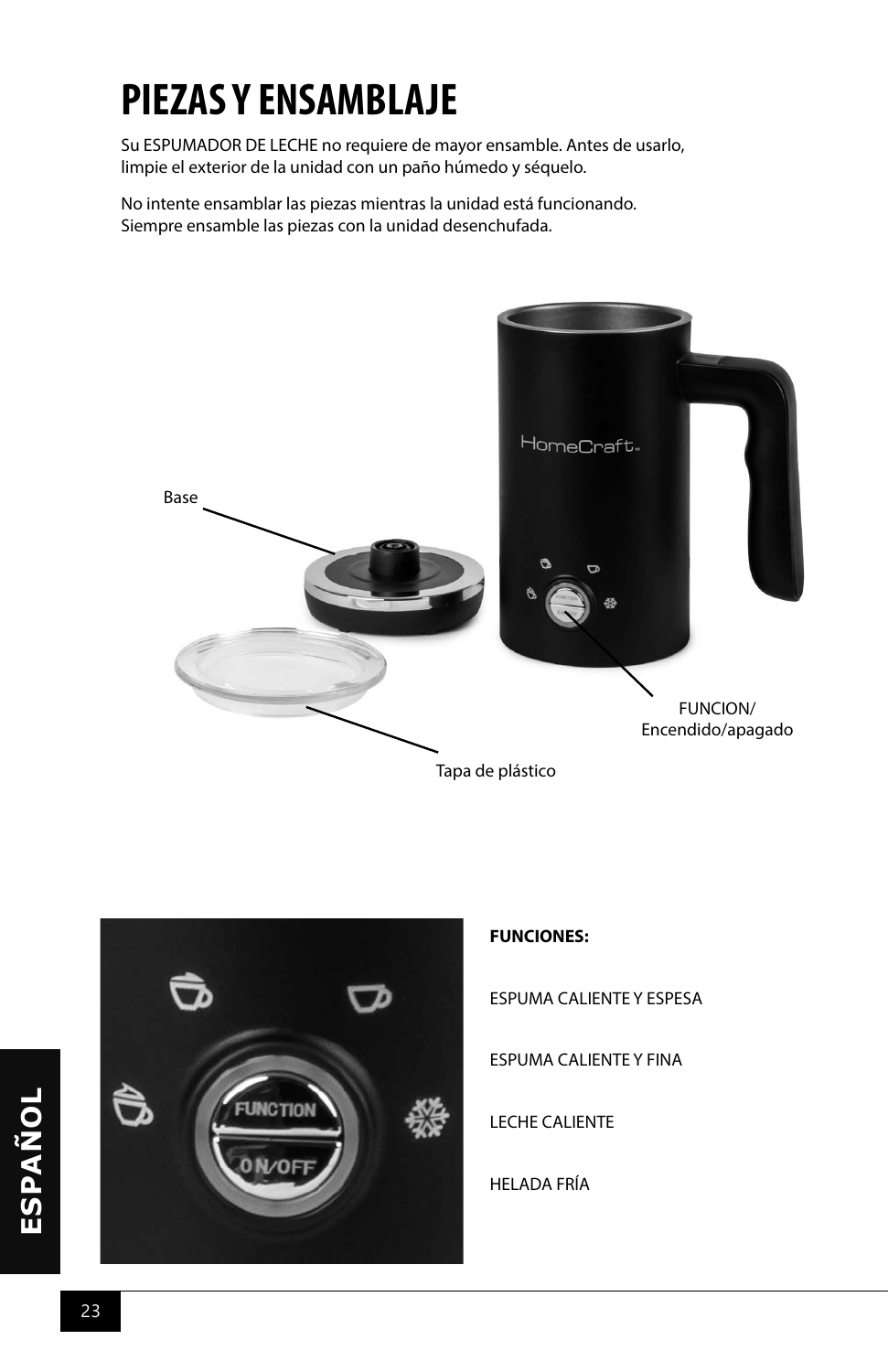# PIEZAS Y ENSAMBLAJE

Su ESPUMADOR DE LECHE no requiere de mayor ensamble. Antes de usarlo, limpie el exterior de la unidad con un paño húmedo y séquelo.

No intente ensamblar las piezas mientras la unidad está funcionando. Siempre ensamble las piezas con la unidad desenchufada.

Base

FUNCION/
Encendido/apagado

Tapa de plástico

**FUNCIONES:**

ESPUMA CALIENTE Y ESPESA

ESPUMA CALIENTE Y FINA

LECHE CALIENTE

HELADA FRÍA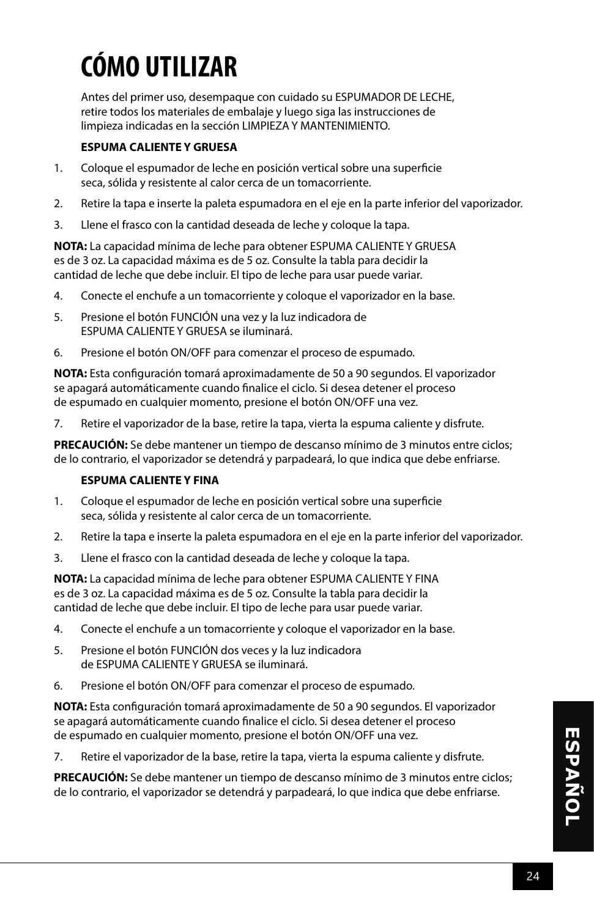# CÓMO UTILIZAR

Antes del primer uso, desempaque con cuidado su ESPUMADOR DE LECHE, retire todos los materiales de embalaje y luego siga las instrucciones de limpieza indicadas en la sección LIMPIEZA Y MANTENIMIENTO.

**ESPUMA CALIENTE Y GRUESA**

1. Coloque el espumador de leche en posición vertical sobre una superficie seca, sólida y resistente al calor cerca de un tomacorriente.
2. Retire la tapa e inserte la paleta espumadora en el eje en la parte inferior del vaporizador.
3. Llene el frasco con la cantidad deseada de leche y coloque la tapa.

**NOTA:** La capacidad mínima de leche para obtener ESPUMA CALIENTE Y GRUESA es de 3 oz. La capacidad máxima es de 5 oz. Consulte la tabla para decidir la cantidad de leche que debe incluir. El tipo de leche para usar puede variar.

4. Conecte el enchufe a un tomacorriente y coloque el vaporizador en la base.
5. Presione el botón FUNCIÓN una vez y la luz indicadora de ESPUMA CALIENTE Y GRUESA se iluminará.
6. Presione el botón ON/OFF para comenzar el proceso de espumado.

**NOTA:** Esta configuración tomará aproximadamente de 50 a 90 segundos. El vaporizador se apagará automáticamente cuando finalice el ciclo. Si desea detener el proceso de espumado en cualquier momento, presione el botón ON/OFF una vez.

7. Retire el vaporizador de la base, retire la tapa, vierta la espuma caliente y disfrute.

**PRECAUCIÓN:** Se debe mantener un tiempo de descanso mínimo de 3 minutos entre ciclos; de lo contrario, el vaporizador se detendrá y parpadeará, lo que indica que debe enfriarse.

**ESPUMA CALIENTE Y FINA**

1. Coloque el espumador de leche en posición vertical sobre una superficie seca, sólida y resistente al calor cerca de un tomacorriente.
2. Retire la tapa e inserte la paleta espumadora en el eje en la parte inferior del vaporizador.
3. Llene el frasco con la cantidad deseada de leche y coloque la tapa.

**NOTA:** La capacidad mínima de leche para obtener ESPUMA CALIENTE Y FINA es de 3 oz. La capacidad máxima es de 5 oz. Consulte la tabla para decidir la cantidad de leche que debe incluir. El tipo de leche para usar puede variar.

4. Conecte el enchufe a un tomacorriente y coloque el vaporizador en la base.
5. Presione el botón FUNCIÓN dos veces y la luz indicadora de ESPUMA CALIENTE Y GRUESA se iluminará.
6. Presione el botón ON/OFF para comenzar el proceso de espumado.

**NOTA:** Esta configuración tomará aproximadamente de 50 a 90 segundos. El vaporizador se apagará automáticamente cuando finalice el ciclo. Si desea detener el proceso de espumado en cualquier momento, presione el botón ON/OFF una vez.

7. Retire el vaporizador de la base, retire la tapa, vierta la espuma caliente y disfrute.

**PRECAUCIÓN:** Se debe mantener un tiempo de descanso mínimo de 3 minutos entre ciclos; de lo contrario, el vaporizador se detendrá y parpadeará, lo que indica que debe enfriarse.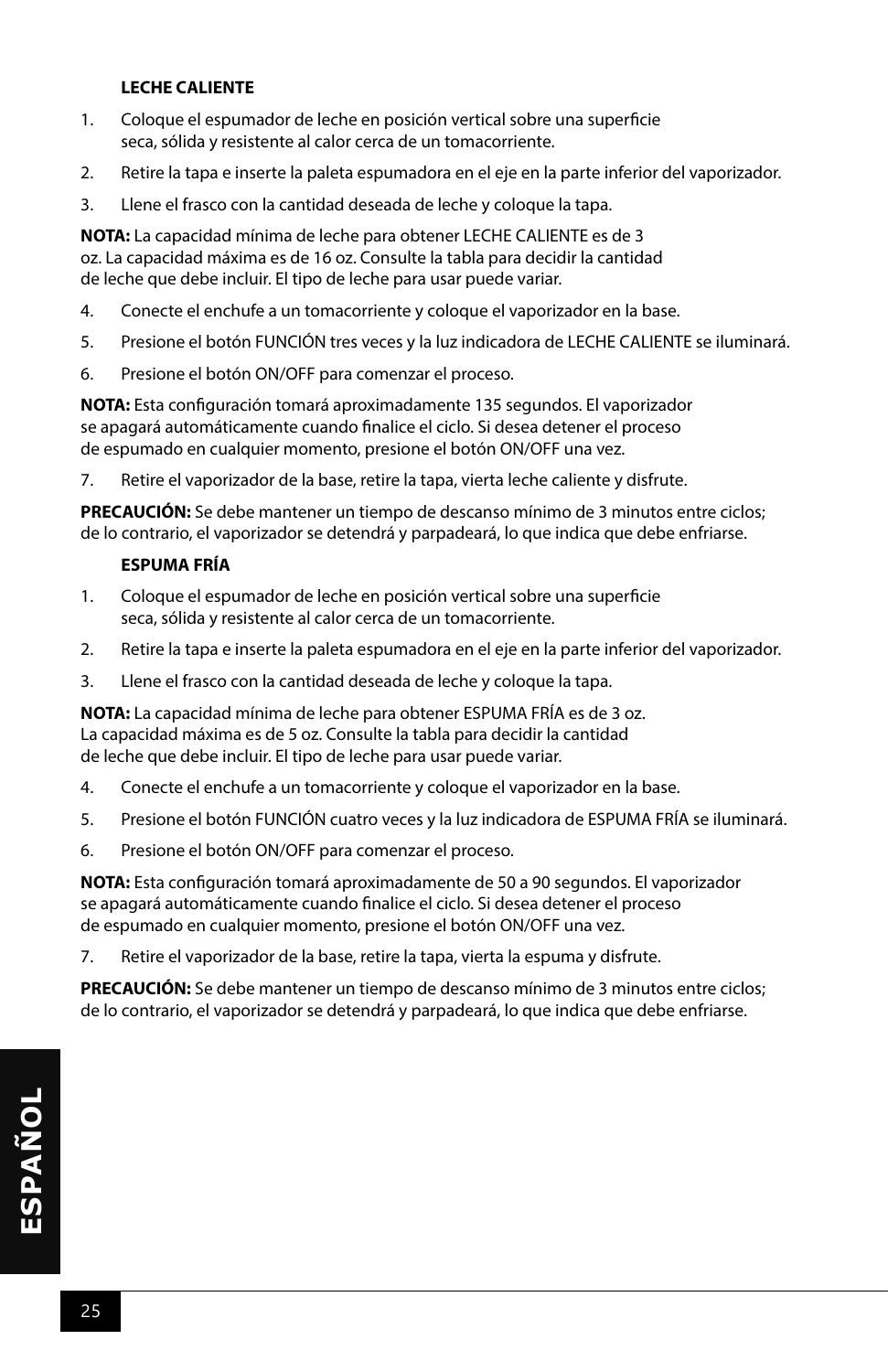### LECHE CALIENTE

1. Coloque el espumador de leche en posición vertical sobre una superficie seca, sólida y resistente al calor cerca de un tomacorriente.
2. Retire la tapa e inserte la paleta espumadora en el eje en la parte inferior del vaporizador.
3. Llene el frasco con la cantidad deseada de leche y coloque la tapa.

**NOTA:** La capacidad mínima de leche para obtener LECHE CALIENTE es de 3 oz. La capacidad máxima es de 16 oz. Consulte la tabla para decidir la cantidad de leche que debe incluir. El tipo de leche para usar puede variar.

4. Conecte el enchufe a un tomacorriente y coloque el vaporizador en la base.
5. Presione el botón FUNCIÓN tres veces y la luz indicadora de LECHE CALIENTE se iluminará.
6. Presione el botón ON/OFF para comenzar el proceso.

**NOTA:** Esta configuración tomará aproximadamente 135 segundos. El vaporizador se apagará automáticamente cuando finalice el ciclo. Si desea detener el proceso de espumado en cualquier momento, presione el botón ON/OFF una vez.

7. Retire el vaporizador de la base, retire la tapa, vierta leche caliente y disfrute.

**PRECAUCIÓN:** Se debe mantener un tiempo de descanso mínimo de 3 minutos entre ciclos; de lo contrario, el vaporizador se detendrá y parpadeará, lo que indica que debe enfriarse.

### ESPUMA FRÍA

1. Coloque el espumador de leche en posición vertical sobre una superficie seca, sólida y resistente al calor cerca de un tomacorriente.
2. Retire la tapa e inserte la paleta espumadora en el eje en la parte inferior del vaporizador.
3. Llene el frasco con la cantidad deseada de leche y coloque la tapa.

**NOTA:** La capacidad mínima de leche para obtener ESPUMA FRÍA es de 3 oz. La capacidad máxima es de 5 oz. Consulte la tabla para decidir la cantidad de leche que debe incluir. El tipo de leche para usar puede variar.

4. Conecte el enchufe a un tomacorriente y coloque el vaporizador en la base.
5. Presione el botón FUNCIÓN cuatro veces y la luz indicadora de ESPUMA FRÍA se iluminará.
6. Presione el botón ON/OFF para comenzar el proceso.

**NOTA:** Esta configuración tomará aproximadamente de 50 a 90 segundos. El vaporizador se apagará automáticamente cuando finalice el ciclo. Si desea detener el proceso de espumado en cualquier momento, presione el botón ON/OFF una vez.

7. Retire el vaporizador de la base, retire la tapa, vierta la espuma y disfrute.

**PRECAUCIÓN:** Se debe mantener un tiempo de descanso mínimo de 3 minutos entre ciclos; de lo contrario, el vaporizador se detendrá y parpadeará, lo que indica que debe enfriarse.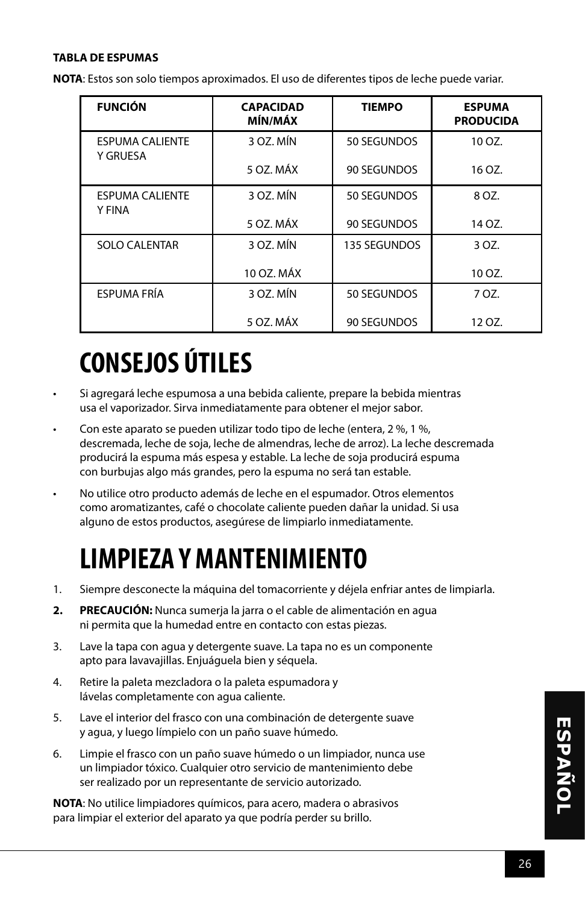**TABLA DE ESPUMAS**

**NOTA**: Estos son solo tiempos aproximados. El uso de diferentes tipos de leche puede variar.

| FUNCIÓN | CAPACIDAD MÍN/MÁX | TIEMPO | ESPUMA PRODUCIDA |
|---|---|---|---|
| ESPUMA CALIENTE Y GRUESA | 3 OZ. MÍN<br>5 OZ. MÁX | 50 SEGUNDOS<br>90 SEGUNDOS | 10 OZ.<br>16 OZ. |
| ESPUMA CALIENTE Y FINA | 3 OZ. MÍN<br>5 OZ. MÁX | 50 SEGUNDOS<br>90 SEGUNDOS | 8 OZ.<br>14 OZ. |
| SOLO CALENTAR | 3 OZ. MÍN<br>10 OZ. MÁX | 135 SEGUNDOS | 3 OZ.<br>10 OZ. |
| ESPUMA FRÍA | 3 OZ. MÍN<br>5 OZ. MÁX | 50 SEGUNDOS<br>90 SEGUNDOS | 7 OZ.<br>12 OZ. |

# CONSEJOS ÚTILES

- Si agregará leche espumosa a una bebida caliente, prepare la bebida mientras usa el vaporizador. Sirva inmediatamente para obtener el mejor sabor.
- Con este aparato se pueden utilizar todo tipo de leche (entera, 2 %, 1 %, descremada, leche de soja, leche de almendras, leche de arroz). La leche descremada producirá la espuma más espesa y estable. La leche de soja producirá espuma con burbujas algo más grandes, pero la espuma no será tan estable.
- No utilice otro producto además de leche en el espumador. Otros elementos como aromatizantes, café o chocolate caliente pueden dañar la unidad. Si usa alguno de estos productos, asegúrese de limpiarlo inmediatamente.

# LIMPIEZA Y MANTENIMIENTO

1. Siempre desconecte la máquina del tomacorriente y déjela enfriar antes de limpiarla.
2. **PRECAUCIÓN:** Nunca sumerja la jarra o el cable de alimentación en agua ni permita que la humedad entre en contacto con estas piezas.
3. Lave la tapa con agua y detergente suave. La tapa no es un componente apto para lavavajillas. Enjuáguela bien y séquela.
4. Retire la paleta mezcladora o la paleta espumadora y lávelas completamente con agua caliente.
5. Lave el interior del frasco con una combinación de detergente suave y agua, y luego límpielo con un paño suave húmedo.
6. Limpie el frasco con un paño suave húmedo o un limpiador, nunca use un limpiador tóxico. Cualquier otro servicio de mantenimiento debe ser realizado por un representante de servicio autorizado.

**NOTA**: No utilice limpiadores químicos, para acero, madera o abrasivos para limpiar el exterior del aparato ya que podría perder su brillo.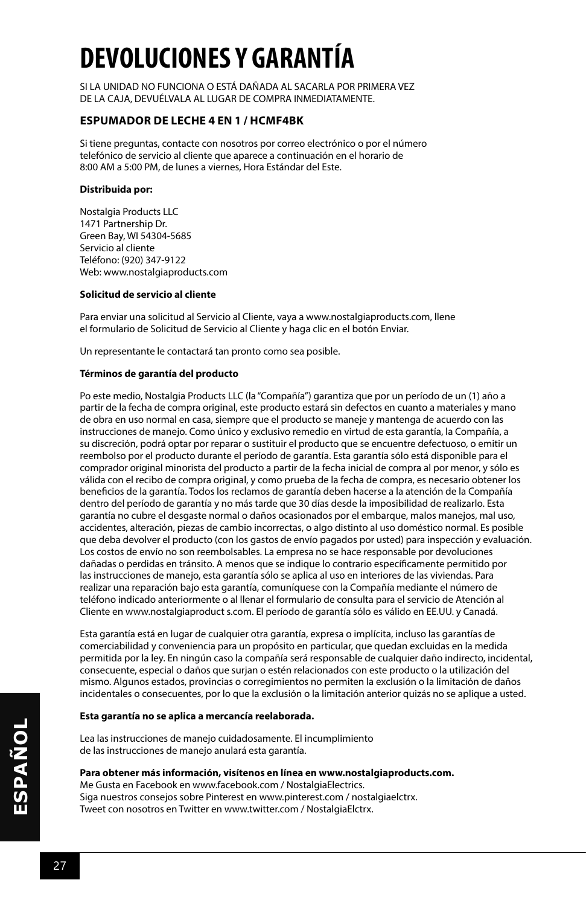# DEVOLUCIONES Y GARANTÍA

SI LA UNIDAD NO FUNCIONA O ESTÁ DAÑADA AL SACARLA POR PRIMERA VEZ DE LA CAJA, DEVUÉLVALA AL LUGAR DE COMPRA INMEDIATAMENTE.

### ESPUMADOR DE LECHE 4 EN 1 / HCMF4BK

Si tiene preguntas, contacte con nosotros por correo electrónico o por el número telefónico de servicio al cliente que aparece a continuación en el horario de 8:00 AM a 5:00 PM, de lunes a viernes, Hora Estándar del Este.

**Distribuida por:**

Nostalgia Products LLC
1471 Partnership Dr.
Green Bay, WI 54304-5685
Servicio al cliente
Teléfono: (920) 347-9122
Web: www.nostalgiaproducts.com

**Solicitud de servicio al cliente**

Para enviar una solicitud al Servicio al Cliente, vaya a www.nostalgiaproducts.com, llene el formulario de Solicitud de Servicio al Cliente y haga clic en el botón Enviar.

Un representante le contactará tan pronto como sea posible.

**Términos de garantía del producto**

Po este medio, Nostalgia Products LLC (la "Compañía") garantiza que por un período de un (1) año a partir de la fecha de compra original, este producto estará sin defectos en cuanto a materiales y mano de obra en uso normal en casa, siempre que el producto se maneje y mantenga de acuerdo con las instrucciones de manejo. Como único y exclusivo remedio en virtud de esta garantía, la Compañía, a su discreción, podrá optar por reparar o sustituir el producto que se encuentre defectuoso, o emitir un reembolso por el producto durante el período de garantía. Esta garantía sólo está disponible para el comprador original minorista del producto a partir de la fecha inicial de compra al por menor, y sólo es válida con el recibo de compra original, y como prueba de la fecha de compra, es necesario obtener los beneficios de la garantía. Todos los reclamos de garantía deben hacerse a la atención de la Compañía dentro del período de garantía y no más tarde que 30 días desde la imposibilidad de realizarlo. Esta garantía no cubre el desgaste normal o daños ocasionados por el embarque, malos manejos, mal uso, accidentes, alteración, piezas de cambio incorrectas, o algo distinto al uso doméstico normal. Es posible que deba devolver el producto (con los gastos de envío pagados por usted) para inspección y evaluación. Los costos de envío no son reembolsables. La empresa no se hace responsable por devoluciones dañadas o perdidas en tránsito. A menos que se indique lo contrario específicamente permitido por las instrucciones de manejo, esta garantía sólo se aplica al uso en interiores de las viviendas. Para realizar una reparación bajo esta garantía, comuníquese con la Compañía mediante el número de teléfono indicado anteriormente o al llenar el formulario de consulta para el servicio de Atención al Cliente en www.nostalgiaproduct s.com. El período de garantía sólo es válido en EE.UU. y Canadá.

Esta garantía está en lugar de cualquier otra garantía, expresa o implícita, incluso las garantías de comerciabilidad y conveniencia para un propósito en particular, que quedan excluidas en la medida permitida por la ley. En ningún caso la compañía será responsable de cualquier daño indirecto, incidental, consecuente, especial o daños que surjan o estén relacionados con este producto o la utilización del mismo. Algunos estados, provincias o corregimientos no permiten la exclusión o la limitación de daños incidentales o consecuentes, por lo que la exclusión o la limitación anterior quizás no se aplique a usted.

**Esta garantía no se aplica a mercancía reelaborada.**

Lea las instrucciones de manejo cuidadosamente. El incumplimiento de las instrucciones de manejo anulará esta garantía.

**Para obtener más información, visítenos en línea en www.nostalgiaproducts.com.**
Me Gusta en Facebook en www.facebook.com / NostalgiaElectrics.
Siga nuestros consejos sobre Pinterest en www.pinterest.com / nostalgiaelctrx.
Tweet con nosotros en Twitter en www.twitter.com / NostalgiaElctrx.